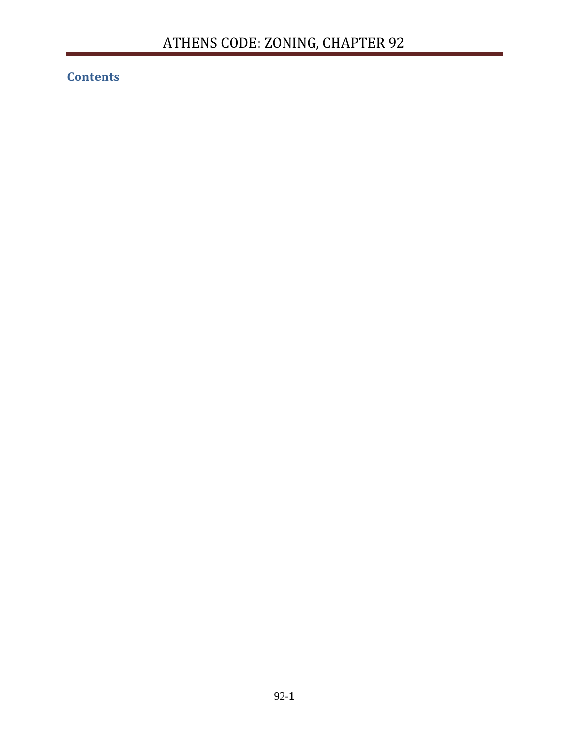# ATHENS CODE: ZONING, CHAPTER 92

## Contents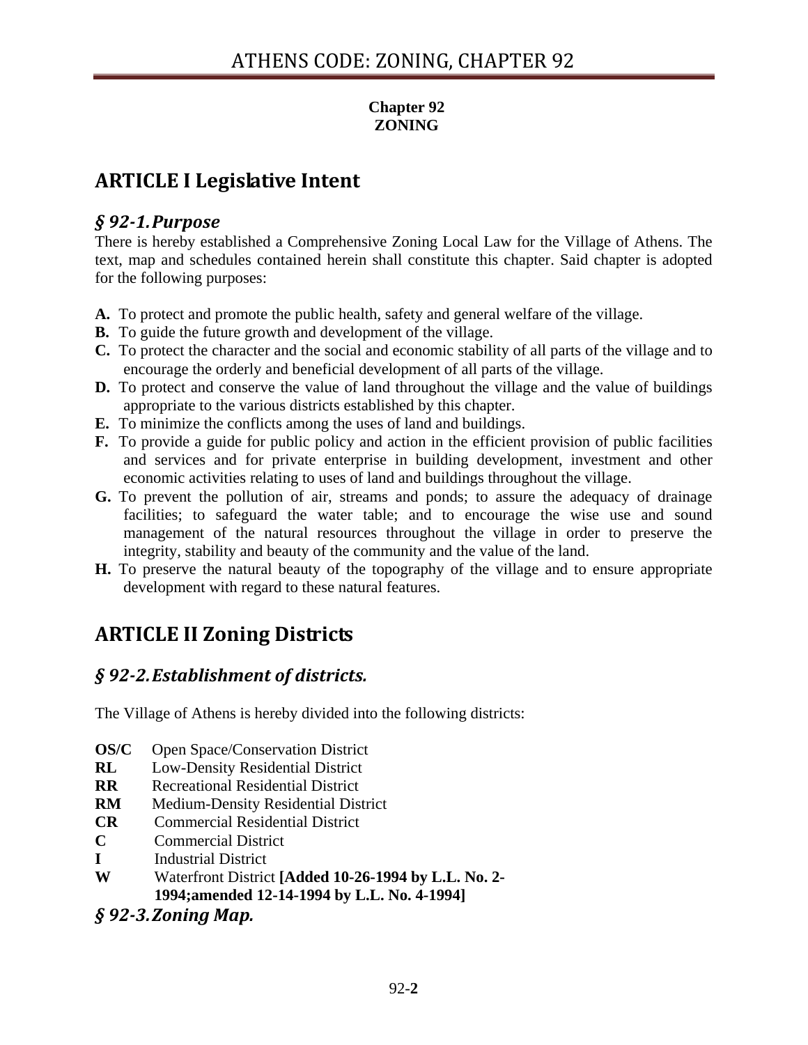# Chapter 92
# ZONING

## ARTICLE I Legislative Intent

### *§ 92-1. Purpose*

There is hereby established a Comprehensive Zoning Local Law for the Village of Athens. The text, map and schedules contained herein shall constitute this chapter. Said chapter is adopted for the following purposes:

**A.** To protect and promote the public health, safety and general welfare of the village.
**B.** To guide the future growth and development of the village.
**C.** To protect the character and the social and economic stability of all parts of the village and to encourage the orderly and beneficial development of all parts of the village.
**D.** To protect and conserve the value of land throughout the village and the value of buildings appropriate to the various districts established by this chapter.
**E.** To minimize the conflicts among the uses of land and buildings.
**F.** To provide a guide for public policy and action in the efficient provision of public facilities and services and for private enterprise in building development, investment and other economic activities relating to uses of land and buildings throughout the village.
**G.** To prevent the pollution of air, streams and ponds; to assure the adequacy of drainage facilities; to safeguard the water table; and to encourage the wise use and sound management of the natural resources throughout the village in order to preserve the integrity, stability and beauty of the community and the value of the land.
**H.** To preserve the natural beauty of the topography of the village and to ensure appropriate development with regard to these natural features.

## ARTICLE II Zoning Districts

### *§ 92-2. Establishment of districts.*

The Village of Athens is hereby divided into the following districts:

**OS/C** Open Space/Conservation District
**RL** Low-Density Residential District
**RR** Recreational Residential District
**RM** Medium-Density Residential District
**CR** Commercial Residential District
**C** Commercial District
**I** Industrial District
**W** Waterfront District **[Added 10-26-1994 by L.L. No. 2-1994;amended 12-14-1994 by L.L. No. 4-1994]**

### *§ 92-3. Zoning Map.*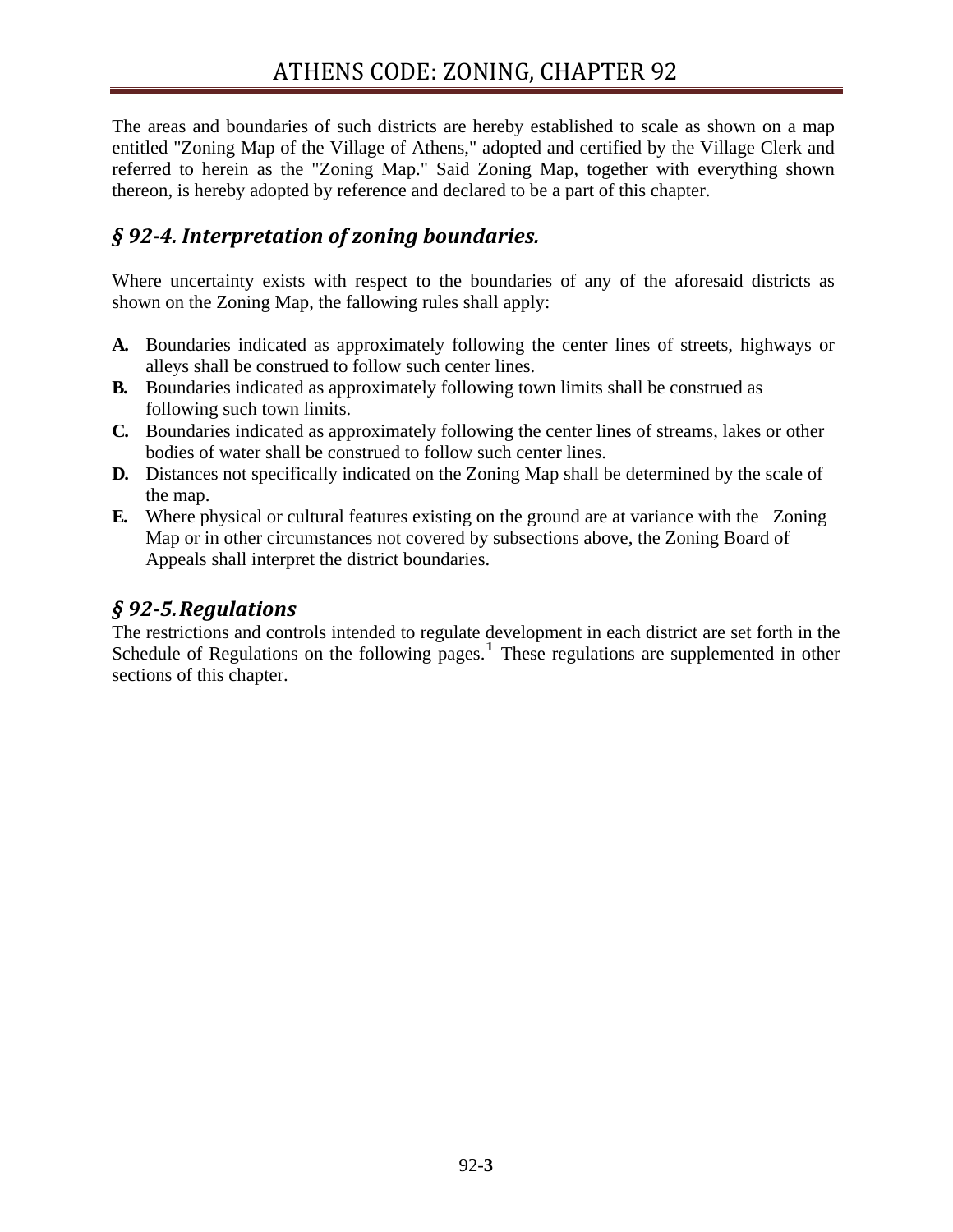The areas and boundaries of such districts are hereby established to scale as shown on a map entitled "Zoning Map of the Village of Athens," adopted and certified by the Village Clerk and referred to herein as the "Zoning Map." Said Zoning Map, together with everything shown thereon, is hereby adopted by reference and declared to be a part of this chapter.

### *§ 92-4. Interpretation of zoning boundaries.*

Where uncertainty exists with respect to the boundaries of any of the aforesaid districts as shown on the Zoning Map, the fallowing rules shall apply:

- **A.** Boundaries indicated as approximately following the center lines of streets, highways or alleys shall be construed to follow such center lines.
- **B.** Boundaries indicated as approximately following town limits shall be construed as following such town limits.
- **C.** Boundaries indicated as approximately following the center lines of streams, lakes or other bodies of water shall be construed to follow such center lines.
- **D.** Distances not specifically indicated on the Zoning Map shall be determined by the scale of the map.
- **E.** Where physical or cultural features existing on the ground are at variance with the Zoning Map or in other circumstances not covered by subsections above, the Zoning Board of Appeals shall interpret the district boundaries.

### *§ 92-5. Regulations*

The restrictions and controls intended to regulate development in each district are set forth in the Schedule of Regulations on the following pages.[1] These regulations are supplemented in other sections of this chapter.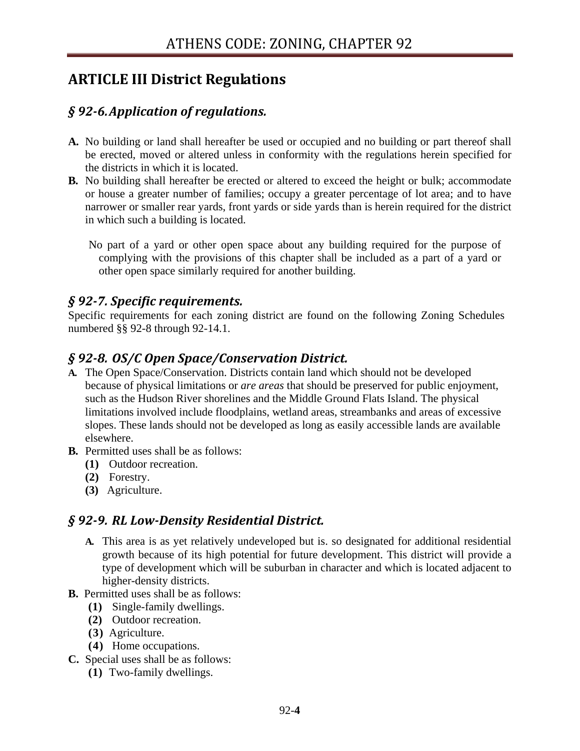# ARTICLE III District Regulations

## *§ 92-6. Application of regulations.*

**A.** No building or land shall hereafter be used or occupied and no building or part thereof shall be erected, moved or altered unless in conformity with the regulations herein specified for the districts in which it is located.

**B.** No building shall hereafter be erected or altered to exceed the height or bulk; accommodate or house a greater number of families; occupy a greater percentage of lot area; and to have narrower or smaller rear yards, front yards or side yards than is herein required for the district in which such a building is located.

No part of a yard or other open space about any building required for the purpose of complying with the provisions of this chapter shall be included as a part of a yard or other open space similarly required for another building.

## *§ 92-7. Specific requirements.*

Specific requirements for each zoning district are found on the following Zoning Schedules numbered §§ 92-8 through 92-14.1.

## *§ 92-8. OS/C Open Space/Conservation District.*

**A.** The Open Space/Conservation. Districts contain land which should not be developed because of physical limitations or *are areas* that should be preserved for public enjoyment, such as the Hudson River shorelines and the Middle Ground Flats Island. The physical limitations involved include floodplains, wetland areas, streambanks and areas of excessive slopes. These lands should not be developed as long as easily accessible lands are available elsewhere.

**B.** Permitted uses shall be as follows:

- **(1)** Outdoor recreation.
- **(2)** Forestry.
- **(3)** Agriculture.

## *§ 92-9. RL Low-Density Residential District.*

**A.** This area is as yet relatively undeveloped but is. so designated for additional residential growth because of its high potential for future development. This district will provide a type of development which will be suburban in character and which is located adjacent to higher-density districts.

**B.** Permitted uses shall be as follows:

- **(1)** Single-family dwellings.
- **(2)** Outdoor recreation.
- **(3)** Agriculture.
- **(4)** Home occupations.

**C.** Special uses shall be as follows:

- **(1)** Two-family dwellings.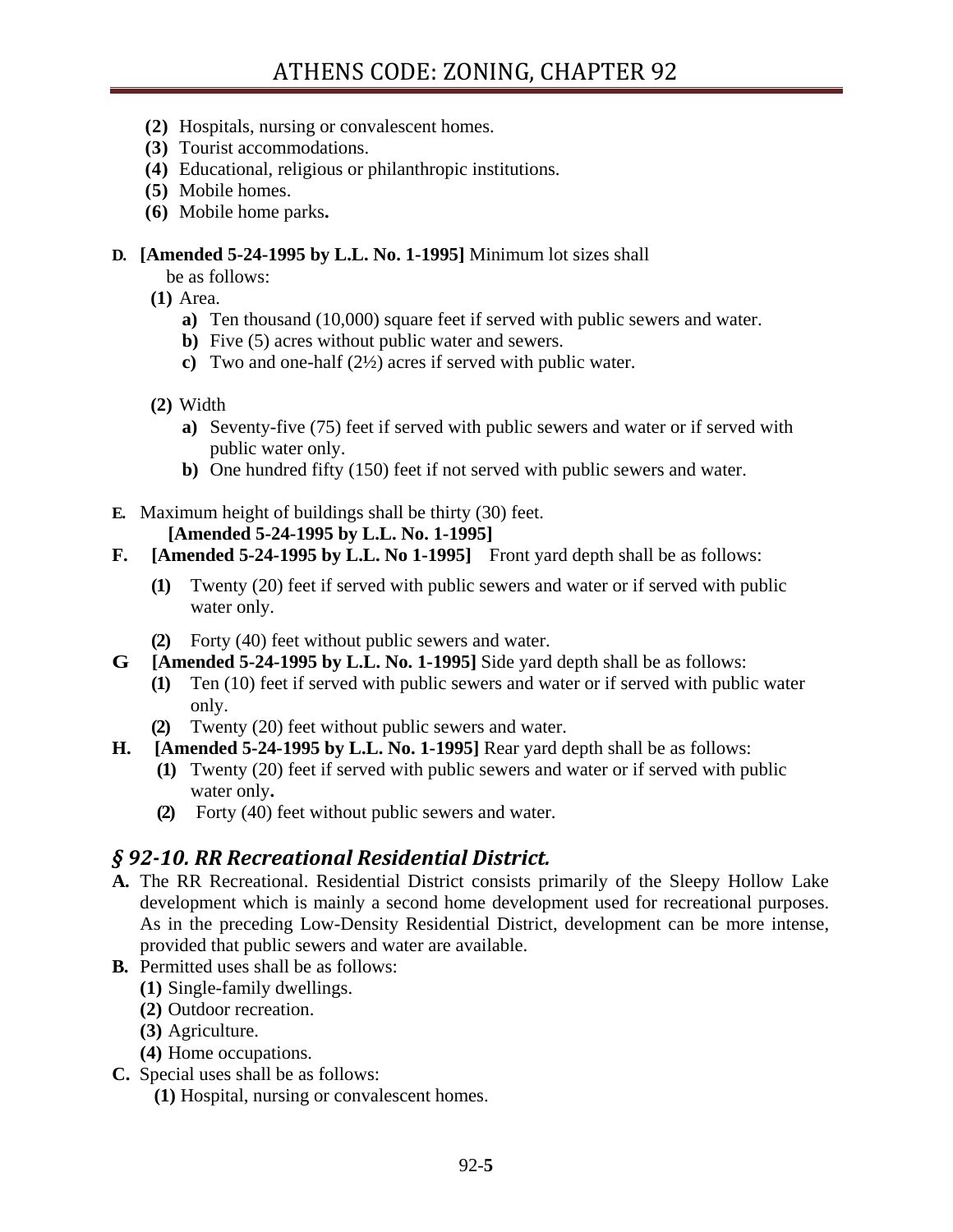(2) Hospitals, nursing or convalescent homes.
(3) Tourist accommodations.
(4) Educational, religious or philanthropic institutions.
(5) Mobile homes.
(6) Mobile home parks.

**D. [Amended 5-24-1995 by L.L. No. 1-1995]** Minimum lot sizes shall be as follows:

**(1)** Area.

- **a)** Ten thousand (10,000) square feet if served with public sewers and water.
- **b)** Five (5) acres without public water and sewers.
- **c)** Two and one-half (2½) acres if served with public water.

**(2)** Width

- **a)** Seventy-five (75) feet if served with public sewers and water or if served with public water only.
- **b)** One hundred fifty (150) feet if not served with public sewers and water.

**E.** Maximum height of buildings shall be thirty (30) feet. **[Amended 5-24-1995 by L.L. No. 1-1995]**

**F. [Amended 5-24-1995 by L.L. No 1-1995]** Front yard depth shall be as follows:

**(1)** Twenty (20) feet if served with public sewers and water or if served with public water only.

**(2)** Forty (40) feet without public sewers and water.

**G [Amended 5-24-1995 by L.L. No. 1-1995]** Side yard depth shall be as follows:

**(1)** Ten (10) feet if served with public sewers and water or if served with public water only.

**(2)** Twenty (20) feet without public sewers and water.

**H. [Amended 5-24-1995 by L.L. No. 1-1995]** Rear yard depth shall be as follows:

**(1)** Twenty (20) feet if served with public sewers and water or if served with public water only.

**(2)** Forty (40) feet without public sewers and water.

## *§ 92-10. RR Recreational Residential District.*

**A.** The RR Recreational. Residential District consists primarily of the Sleepy Hollow Lake development which is mainly a second home development used for recreational purposes. As in the preceding Low-Density Residential District, development can be more intense, provided that public sewers and water are available.

**B.** Permitted uses shall be as follows:

**(1)** Single-family dwellings.
**(2)** Outdoor recreation.
**(3)** Agriculture.
**(4)** Home occupations.

**C.** Special uses shall be as follows:

**(1)** Hospital, nursing or convalescent homes.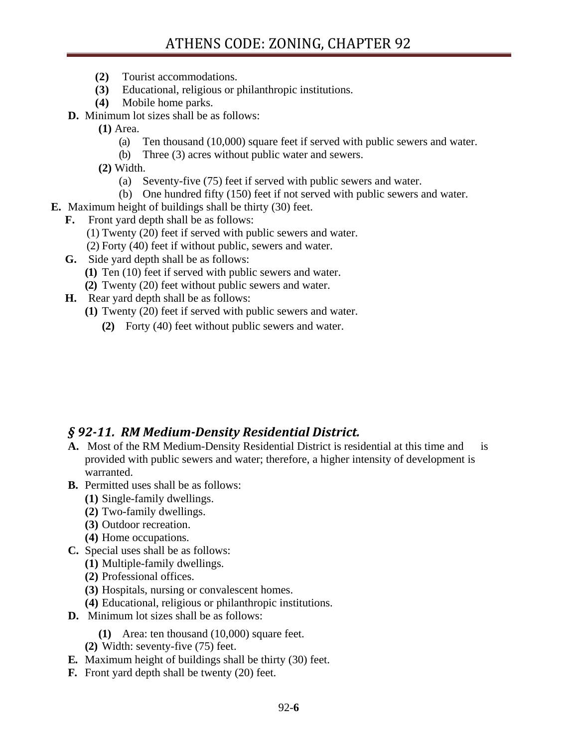- **(2)** Tourist accommodations.
- **(3)** Educational, religious or philanthropic institutions.
- **(4)** Mobile home parks.

**D.** Minimum lot sizes shall be as follows:

- **(1)** Area.
  - (a) Ten thousand (10,000) square feet if served with public sewers and water.
  - (b) Three (3) acres without public water and sewers.
- **(2)** Width.
  - (a) Seventy-five (75) feet if served with public sewers and water.
  - (b) One hundred fifty (150) feet if not served with public sewers and water.

**E.** Maximum height of buildings shall be thirty (30) feet.

**F.** Front yard depth shall be as follows:

- (1) Twenty (20) feet if served with public sewers and water.
- (2) Forty (40) feet if without public, sewers and water.

**G.** Side yard depth shall be as follows:

- **(1)** Ten (10) feet if served with public sewers and water.
- **(2)** Twenty (20) feet without public sewers and water.

**H.** Rear yard depth shall be as follows:

- **(1)** Twenty (20) feet if served with public sewers and water.
- **(2)** Forty (40) feet without public sewers and water.

## *§ 92-11. RM Medium-Density Residential District.*

**A.** Most of the RM Medium-Density Residential District is residential at this time and is provided with public sewers and water; therefore, a higher intensity of development is warranted.

**B.** Permitted uses shall be as follows:

- **(1)** Single-family dwellings.
- **(2)** Two-family dwellings.
- **(3)** Outdoor recreation.
- **(4)** Home occupations.

**C.** Special uses shall be as follows:

- **(1)** Multiple-family dwellings.
- **(2)** Professional offices.
- **(3)** Hospitals, nursing or convalescent homes.
- **(4)** Educational, religious or philanthropic institutions.

**D.** Minimum lot sizes shall be as follows:

- **(1)** Area: ten thousand (10,000) square feet.
- **(2)** Width: seventy-five (75) feet.

**E.** Maximum height of buildings shall be thirty (30) feet.

**F.** Front yard depth shall be twenty (20) feet.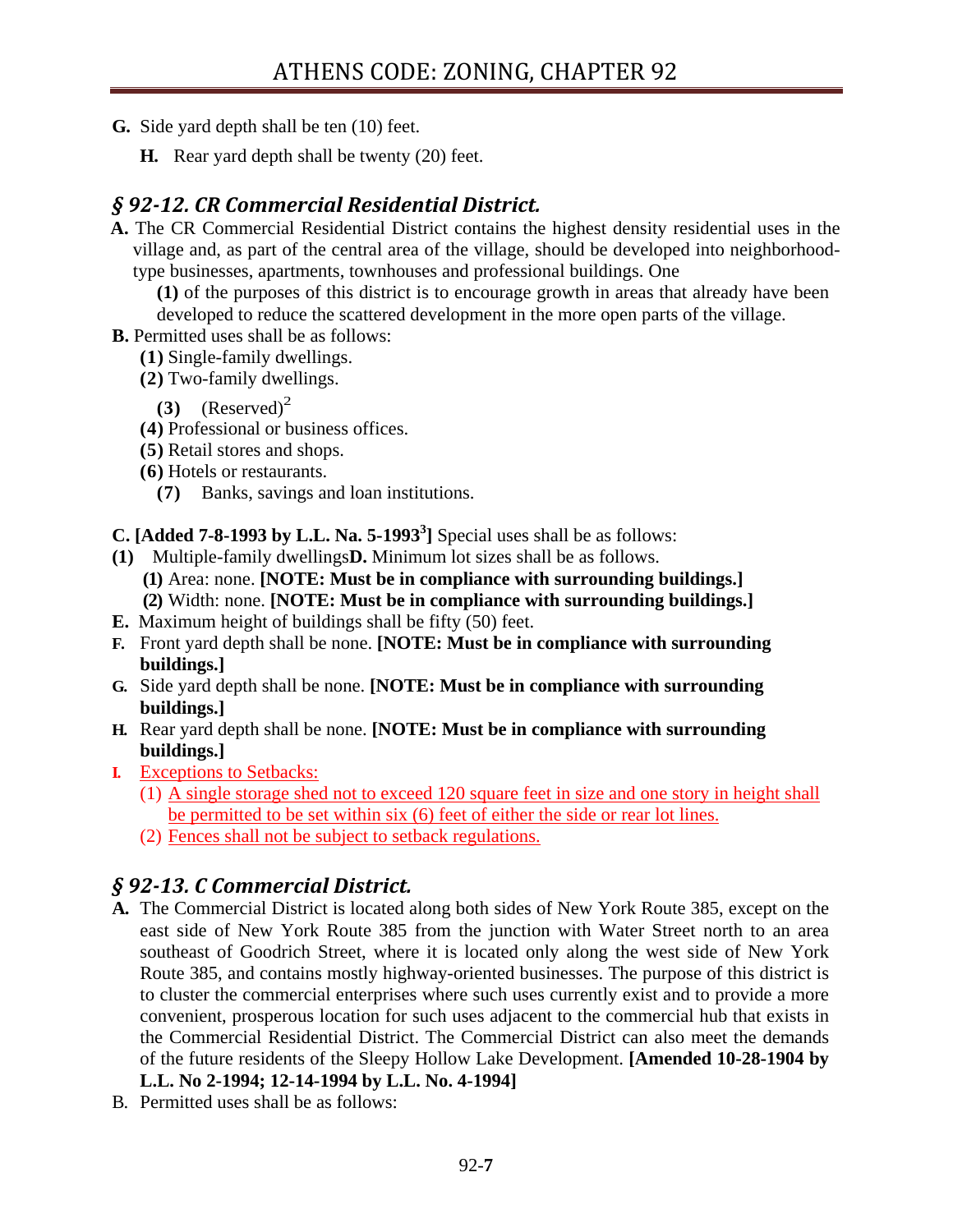**G.** Side yard depth shall be ten (10) feet.

**H.** Rear yard depth shall be twenty (20) feet.

## *§ 92-12. CR Commercial Residential District.*

**A.** The CR Commercial Residential District contains the highest density residential uses in the village and, as part of the central area of the village, should be developed into neighborhood-type businesses, apartments, townhouses and professional buildings. One **(1)** of the purposes of this district is to encourage growth in areas that already have been developed to reduce the scattered development in the more open parts of the village.

**B.** Permitted uses shall be as follows:

- **(1)** Single-family dwellings.
- **(2)** Two-family dwellings.
- **(3)** (Reserved)[2]
- **(4)** Professional or business offices.
- **(5)** Retail stores and shops.
- **(6)** Hotels or restaurants.
- **(7)** Banks, savings and loan institutions.

**C. [Added 7-8-1993 by L.L. Na. 5-1993[3]]** Special uses shall be as follows:

- **(1)** Multiple-family dwellings

**D.** Minimum lot sizes shall be as follows.

- **(1)** Area: none. **[NOTE: Must be in compliance with surrounding buildings.]**
- **(2)** Width: none. **[NOTE: Must be in compliance with surrounding buildings.]**

**E.** Maximum height of buildings shall be fifty (50) feet.

**F.** Front yard depth shall be none. **[NOTE: Must be in compliance with surrounding buildings.]**

**G.** Side yard depth shall be none. **[NOTE: Must be in compliance with surrounding buildings.]**

**H.** Rear yard depth shall be none. **[NOTE: Must be in compliance with surrounding buildings.]**

**I.** Exceptions to Setbacks:

- (1) A single storage shed not to exceed 120 square feet in size and one story in height shall be permitted to be set within six (6) feet of either the side or rear lot lines.
- (2) Fences shall not be subject to setback regulations.

## *§ 92-13. C Commercial District.*

**A.** The Commercial District is located along both sides of New York Route 385, except on the east side of New York Route 385 from the junction with Water Street north to an area southeast of Goodrich Street, where it is located only along the west side of New York Route 385, and contains mostly highway-oriented businesses. The purpose of this district is to cluster the commercial enterprises where such uses currently exist and to provide a more convenient, prosperous location for such uses adjacent to the commercial hub that exists in the Commercial Residential District. The Commercial District can also meet the demands of the future residents of the Sleepy Hollow Lake Development. **[Amended 10-28-1904 by L.L. No 2-1994; 12-14-1994 by L.L. No. 4-1994]**

B. Permitted uses shall be as follows: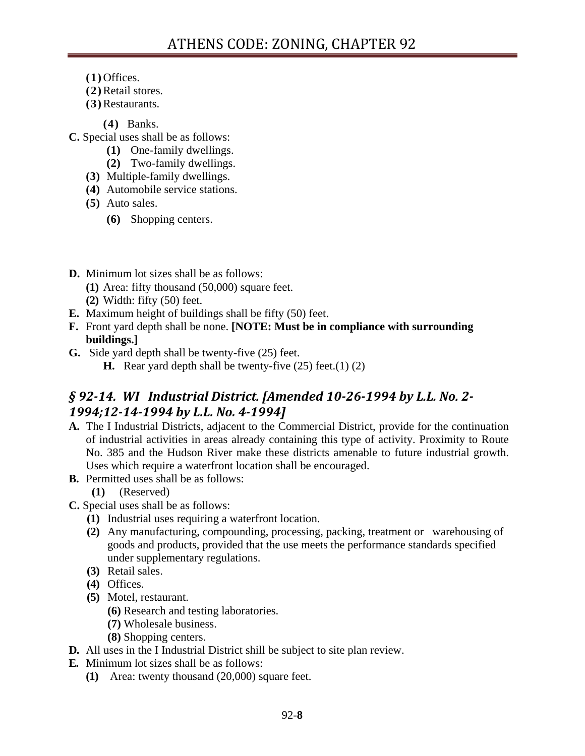- **(1)** Offices.
- **(2)** Retail stores.
- **(3)** Restaurants.
- **(4)** Banks.

**C.** Special uses shall be as follows:

- **(1)** One-family dwellings.
- **(2)** Two-family dwellings.
- **(3)** Multiple-family dwellings.
- **(4)** Automobile service stations.
- **(5)** Auto sales.
- **(6)** Shopping centers.

**D.** Minimum lot sizes shall be as follows:

- **(1)** Area: fifty thousand (50,000) square feet.
- **(2)** Width: fifty (50) feet.

**E.** Maximum height of buildings shall be fifty (50) feet.

**F.** Front yard depth shall be none. **[NOTE: Must be in compliance with surrounding buildings.]**

**G.** Side yard depth shall be twenty-five (25) feet.

**H.** Rear yard depth shall be twenty-five (25) feet.(1) (2)

## *§ 92-14. WI Industrial District. [Amended 10-26-1994 by L.L. No. 2-1994;12-14-1994 by L.L. No. 4-1994]*

**A.** The I Industrial Districts, adjacent to the Commercial District, provide for the continuation of industrial activities in areas already containing this type of activity. Proximity to Route No. 385 and the Hudson River make these districts amenable to future industrial growth. Uses which require a waterfront location shall be encouraged.

**B.** Permitted uses shall be as follows:

- **(1)** (Reserved)

**C.** Special uses shall be as follows:

- **(1)** Industrial uses requiring a waterfront location.
- **(2)** Any manufacturing, compounding, processing, packing, treatment or warehousing of goods and products, provided that the use meets the performance standards specified under supplementary regulations.
- **(3)** Retail sales.
- **(4)** Offices.
- **(5)** Motel, restaurant.
- **(6)** Research and testing laboratories.
- **(7)** Wholesale business.
- **(8)** Shopping centers.

**D.** All uses in the I Industrial District shill be subject to site plan review.

**E.** Minimum lot sizes shall be as follows:

- **(1)** Area: twenty thousand (20,000) square feet.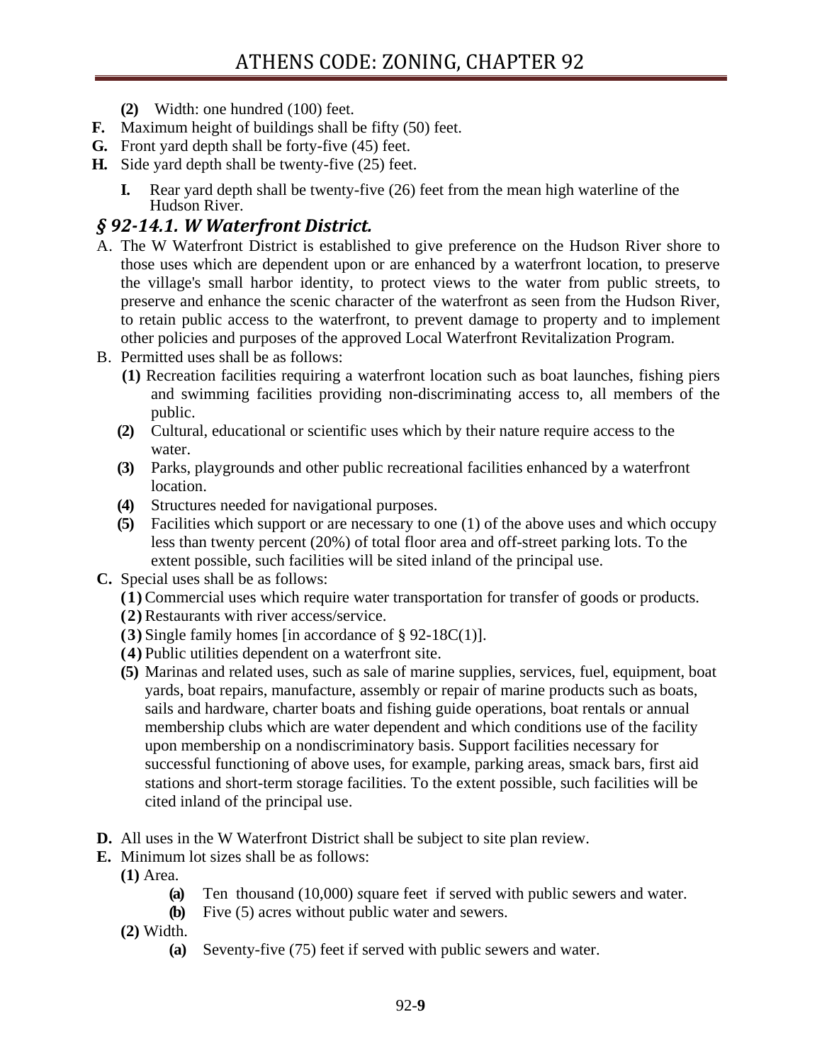**(2)** Width: one hundred (100) feet.

**F.** Maximum height of buildings shall be fifty (50) feet.

**G.** Front yard depth shall be forty-five (45) feet.

**H.** Side yard depth shall be twenty-five (25) feet.

**I.** Rear yard depth shall be twenty-five (26) feet from the mean high waterline of the Hudson River.

### *§ 92-14.1. W Waterfront District.*

A. The W Waterfront District is established to give preference on the Hudson River shore to those uses which are dependent upon or are enhanced by a waterfront location, to preserve the village's small harbor identity, to protect views to the water from public streets, to preserve and enhance the scenic character of the waterfront as seen from the Hudson River, to retain public access to the waterfront, to prevent damage to property and to implement other policies and purposes of the approved Local Waterfront Revitalization Program.

B. Permitted uses shall be as follows:

**(1)** Recreation facilities requiring a waterfront location such as boat launches, fishing piers and swimming facilities providing non-discriminating access to, all members of the public.

**(2)** Cultural, educational or scientific uses which by their nature require access to the water.

**(3)** Parks, playgrounds and other public recreational facilities enhanced by a waterfront location.

**(4)** Structures needed for navigational purposes.

**(5)** Facilities which support or are necessary to one (1) of the above uses and which occupy less than twenty percent (20%) of total floor area and off-street parking lots. To the extent possible, such facilities will be sited inland of the principal use.

**C.** Special uses shall be as follows:

**(1)** Commercial uses which require water transportation for transfer of goods or products.

**(2)** Restaurants with river access/service.

**(3)** Single family homes [in accordance of § 92-18C(1)].

**(4)** Public utilities dependent on a waterfront site.

**(5)** Marinas and related uses, such as sale of marine supplies, services, fuel, equipment, boat yards, boat repairs, manufacture, assembly or repair of marine products such as boats, sails and hardware, charter boats and fishing guide operations, boat rentals or annual membership clubs which are water dependent and which conditions use of the facility upon membership on a nondiscriminatory basis. Support facilities necessary for successful functioning of above uses, for example, parking areas, smack bars, first aid stations and short-term storage facilities. To the extent possible, such facilities will be cited inland of the principal use.

**D.** All uses in the W Waterfront District shall be subject to site plan review.

**E.** Minimum lot sizes shall be as follows:

**(1)** Area.

**(a)** Ten thousand (10,000) square feet if served with public sewers and water.

**(b)** Five (5) acres without public water and sewers.

**(2)** Width.

**(a)** Seventy-five (75) feet if served with public sewers and water.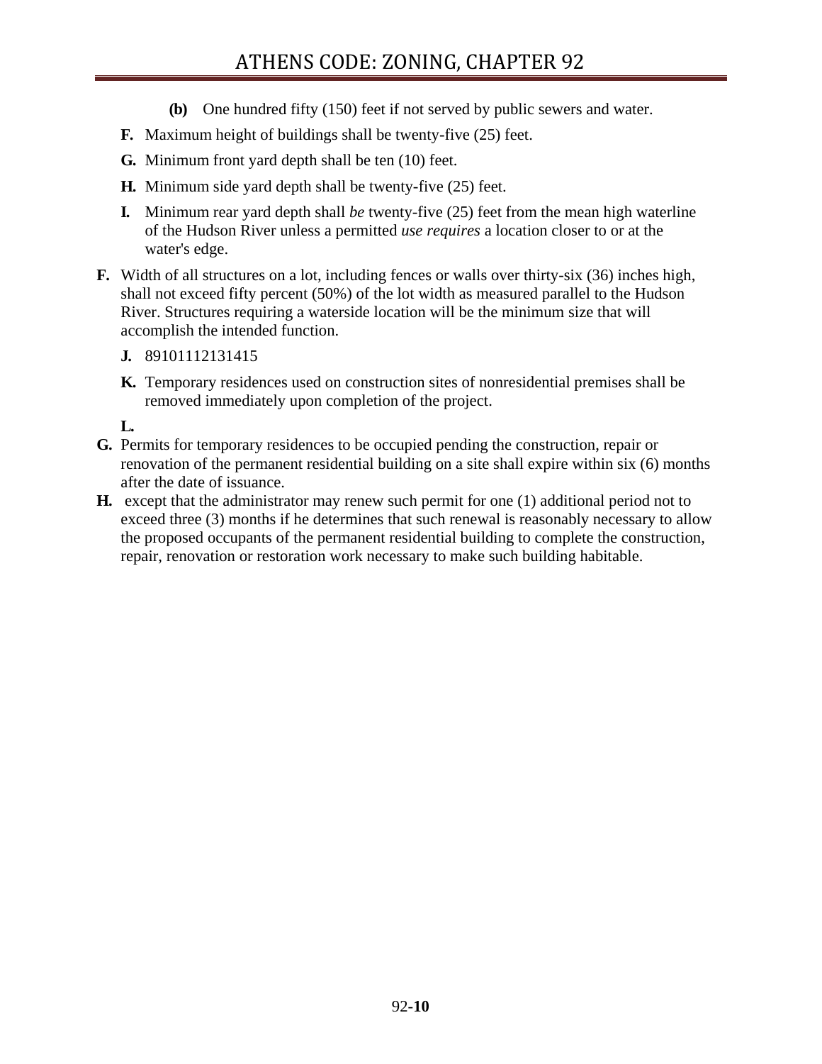(b) One hundred fifty (150) feet if not served by public sewers and water.

**F.** Maximum height of buildings shall be twenty-five (25) feet.

**G.** Minimum front yard depth shall be ten (10) feet.

**H.** Minimum side yard depth shall be twenty-five (25) feet.

**I.** Minimum rear yard depth shall *be* twenty-five (25) feet from the mean high waterline of the Hudson River unless a permitted *use requires* a location closer to or at the water's edge.

**F.** Width of all structures on a lot, including fences or walls over thirty-six (36) inches high, shall not exceed fifty percent (50%) of the lot width as measured parallel to the Hudson River. Structures requiring a waterside location will be the minimum size that will accomplish the intended function.

**J.** 89101112131415

**K.** Temporary residences used on construction sites of nonresidential premises shall be removed immediately upon completion of the project.

**L.**

**G.** Permits for temporary residences to be occupied pending the construction, repair or renovation of the permanent residential building on a site shall expire within six (6) months after the date of issuance.

**H.** except that the administrator may renew such permit for one (1) additional period not to exceed three (3) months if he determines that such renewal is reasonably necessary to allow the proposed occupants of the permanent residential building to complete the construction, repair, renovation or restoration work necessary to make such building habitable.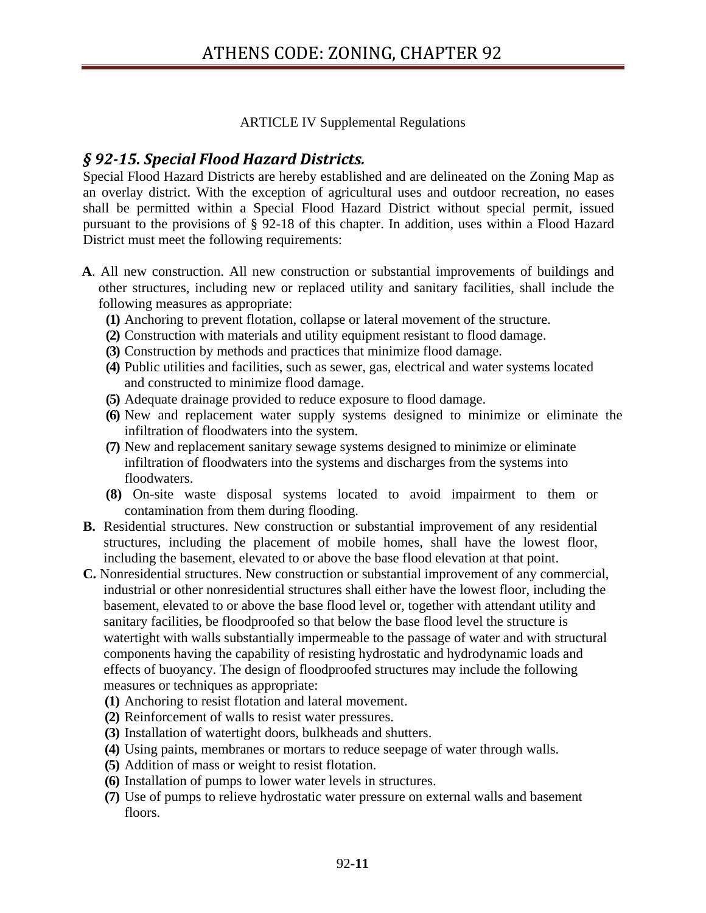ARTICLE IV Supplemental Regulations

## *§ 92-15. Special Flood Hazard Districts.*

Special Flood Hazard Districts are hereby established and are delineated on the Zoning Map as an overlay district. With the exception of agricultural uses and outdoor recreation, no eases shall be permitted within a Special Flood Hazard District without special permit, issued pursuant to the provisions of § 92-18 of this chapter. In addition, uses within a Flood Hazard District must meet the following requirements:

**A**. All new construction. All new construction or substantial improvements of buildings and other structures, including new or replaced utility and sanitary facilities, shall include the following measures as appropriate:

- **(1)** Anchoring to prevent flotation, collapse or lateral movement of the structure.
- **(2)** Construction with materials and utility equipment resistant to flood damage.
- **(3)** Construction by methods and practices that minimize flood damage.
- **(4)** Public utilities and facilities, such as sewer, gas, electrical and water systems located and constructed to minimize flood damage.
- **(5)** Adequate drainage provided to reduce exposure to flood damage.
- **(6)** New and replacement water supply systems designed to minimize or eliminate the infiltration of floodwaters into the system.
- **(7)** New and replacement sanitary sewage systems designed to minimize or eliminate infiltration of floodwaters into the systems and discharges from the systems into floodwaters.
- **(8)** On-site waste disposal systems located to avoid impairment to them or contamination from them during flooding.

**B.** Residential structures. New construction or substantial improvement of any residential structures, including the placement of mobile homes, shall have the lowest floor, including the basement, elevated to or above the base flood elevation at that point.

**C.** Nonresidential structures. New construction or substantial improvement of any commercial, industrial or other nonresidential structures shall either have the lowest floor, including the basement, elevated to or above the base flood level or, together with attendant utility and sanitary facilities, be floodproofed so that below the base flood level the structure is watertight with walls substantially impermeable to the passage of water and with structural components having the capability of resisting hydrostatic and hydrodynamic loads and effects of buoyancy. The design of floodproofed structures may include the following measures or techniques as appropriate:

- **(1)** Anchoring to resist flotation and lateral movement.
- **(2)** Reinforcement of walls to resist water pressures.
- **(3)** Installation of watertight doors, bulkheads and shutters.
- **(4)** Using paints, membranes or mortars to reduce seepage of water through walls.
- **(5)** Addition of mass or weight to resist flotation.
- **(6)** Installation of pumps to lower water levels in structures.
- **(7)** Use of pumps to relieve hydrostatic water pressure on external walls and basement floors.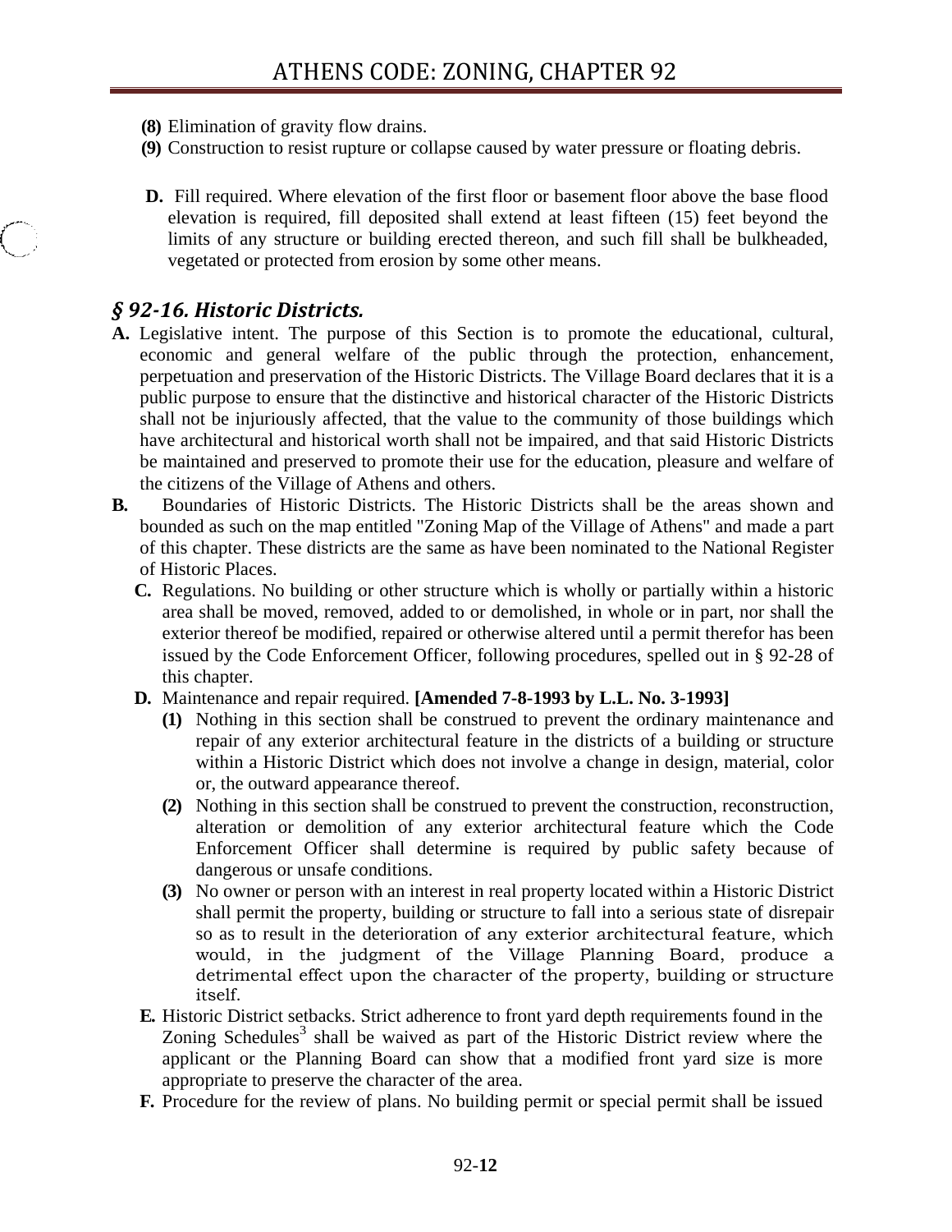**(8)** Elimination of gravity flow drains.

**(9)** Construction to resist rupture or collapse caused by water pressure or floating debris.

**D.** Fill required. Where elevation of the first floor or basement floor above the base flood elevation is required, fill deposited shall extend at least fifteen (15) feet beyond the limits of any structure or building erected thereon, and such fill shall be bulkheaded, vegetated or protected from erosion by some other means.

## *§ 92-16. Historic Districts.*

**A.** Legislative intent. The purpose of this Section is to promote the educational, cultural, economic and general welfare of the public through the protection, enhancement, perpetuation and preservation of the Historic Districts. The Village Board declares that it is a public purpose to ensure that the distinctive and historical character of the Historic Districts shall not be injuriously affected, that the value to the community of those buildings which have architectural and historical worth shall not be impaired, and that said Historic Districts be maintained and preserved to promote their use for the education, pleasure and welfare of the citizens of the Village of Athens and others.

**B.** Boundaries of Historic Districts. The Historic Districts shall be the areas shown and bounded as such on the map entitled "Zoning Map of the Village of Athens" and made a part of this chapter. These districts are the same as have been nominated to the National Register of Historic Places.

**C.** Regulations. No building or other structure which is wholly or partially within a historic area shall be moved, removed, added to or demolished, in whole or in part, nor shall the exterior thereof be modified, repaired or otherwise altered until a permit therefor has been issued by the Code Enforcement Officer, following procedures, spelled out in § 92-28 of this chapter.

**D.** Maintenance and repair required. **[Amended 7-8-1993 by L.L. No. 3-1993]**

**(1)** Nothing in this section shall be construed to prevent the ordinary maintenance and repair of any exterior architectural feature in the districts of a building or structure within a Historic District which does not involve a change in design, material, color or, the outward appearance thereof.

**(2)** Nothing in this section shall be construed to prevent the construction, reconstruction, alteration or demolition of any exterior architectural feature which the Code Enforcement Officer shall determine is required by public safety because of dangerous or unsafe conditions.

**(3)** No owner or person with an interest in real property located within a Historic District shall permit the property, building or structure to fall into a serious state of disrepair so as to result in the deterioration of any exterior architectural feature, which would, in the judgment of the Village Planning Board, produce a detrimental effect upon the character of the property, building or structure itself.

**E.** Historic District setbacks. Strict adherence to front yard depth requirements found in the Zoning Schedules[3] shall be waived as part of the Historic District review where the applicant or the Planning Board can show that a modified front yard size is more appropriate to preserve the character of the area.

**F.** Procedure for the review of plans. No building permit or special permit shall be issued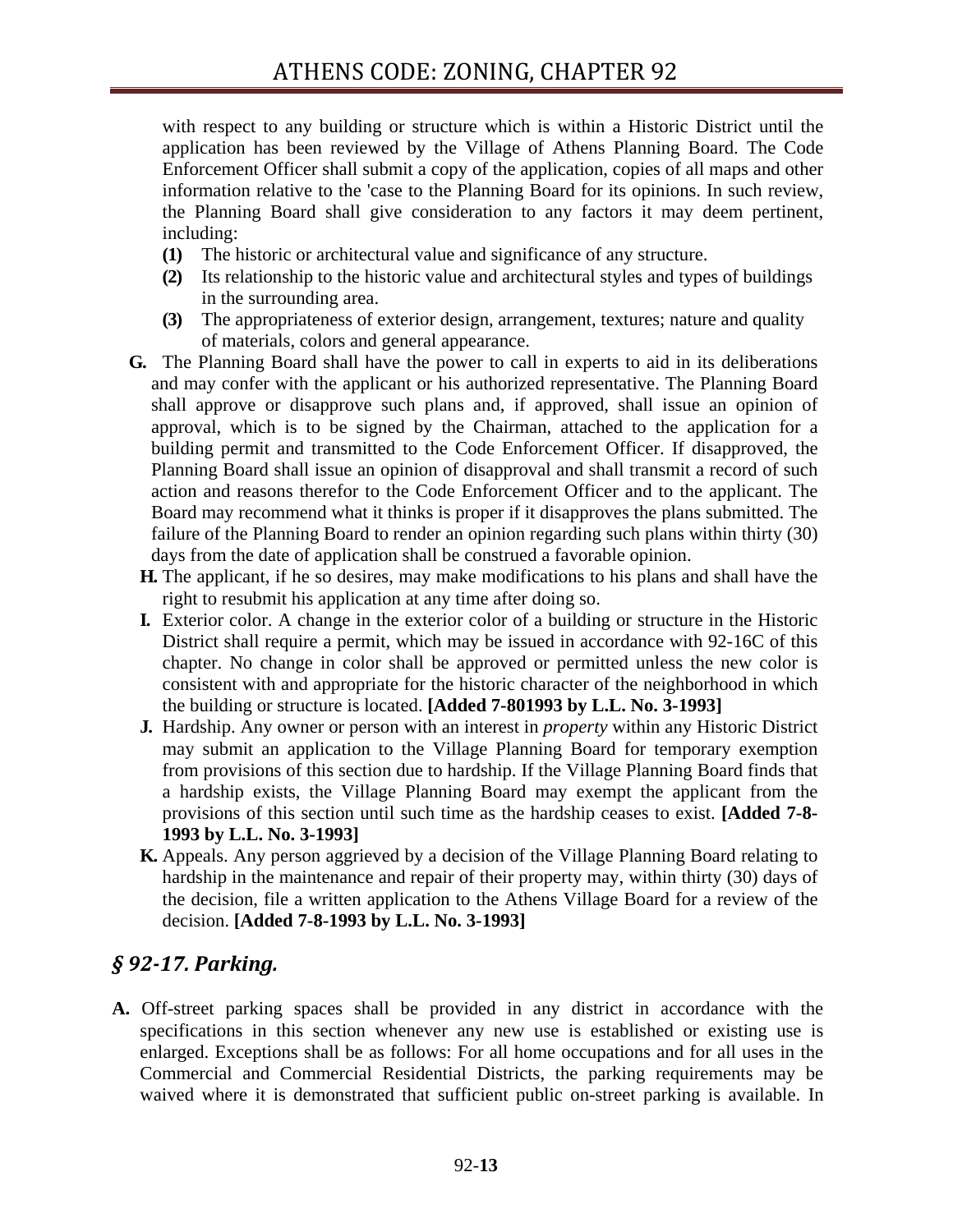with respect to any building or structure which is within a Historic District until the application has been reviewed by the Village of Athens Planning Board. The Code Enforcement Officer shall submit a copy of the application, copies of all maps and other information relative to the 'case to the Planning Board for its opinions. In such review, the Planning Board shall give consideration to any factors it may deem pertinent, including:

**(1)** The historic or architectural value and significance of any structure.

**(2)** Its relationship to the historic value and architectural styles and types of buildings in the surrounding area.

**(3)** The appropriateness of exterior design, arrangement, textures; nature and quality of materials, colors and general appearance.

**G.** The Planning Board shall have the power to call in experts to aid in its deliberations and may confer with the applicant or his authorized representative. The Planning Board shall approve or disapprove such plans and, if approved, shall issue an opinion of approval, which is to be signed by the Chairman, attached to the application for a building permit and transmitted to the Code Enforcement Officer. If disapproved, the Planning Board shall issue an opinion of disapproval and shall transmit a record of such action and reasons therefor to the Code Enforcement Officer and to the applicant. The Board may recommend what it thinks is proper if it disapproves the plans submitted. The failure of the Planning Board to render an opinion regarding such plans within thirty (30) days from the date of application shall be construed a favorable opinion.

**H.** The applicant, if he so desires, may make modifications to his plans and shall have the right to resubmit his application at any time after doing so.

**I.** Exterior color. A change in the exterior color of a building or structure in the Historic District shall require a permit, which may be issued in accordance with 92-16C of this chapter. No change in color shall be approved or permitted unless the new color is consistent with and appropriate for the historic character of the neighborhood in which the building or structure is located. **[Added 7-801993 by L.L. No. 3-1993]**

**J.** Hardship. Any owner or person with an interest in *property* within any Historic District may submit an application to the Village Planning Board for temporary exemption from provisions of this section due to hardship. If the Village Planning Board finds that a hardship exists, the Village Planning Board may exempt the applicant from the provisions of this section until such time as the hardship ceases to exist. **[Added 7-8-1993 by L.L. No. 3-1993]**

**K.** Appeals. Any person aggrieved by a decision of the Village Planning Board relating to hardship in the maintenance and repair of their property may, within thirty (30) days of the decision, file a written application to the Athens Village Board for a review of the decision. **[Added 7-8-1993 by L.L. No. 3-1993]**

## *§ 92-17. Parking.*

**A.** Off-street parking spaces shall be provided in any district in accordance with the specifications in this section whenever any new use is established or existing use is enlarged. Exceptions shall be as follows: For all home occupations and for all uses in the Commercial and Commercial Residential Districts, the parking requirements may be waived where it is demonstrated that sufficient public on-street parking is available. In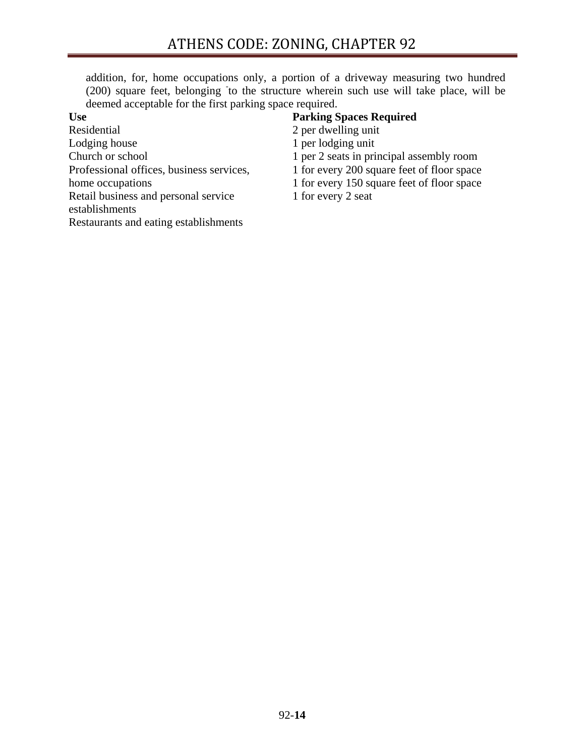addition, for, home occupations only, a portion of a driveway measuring two hundred (200) square feet, belonging to the structure wherein such use will take place, will be deemed acceptable for the first parking space required.

| **Use** | **Parking Spaces Required** |
|---|---|
| Residential | 2 per dwelling unit |
| Lodging house | 1 per lodging unit |
| Church or school | 1 per 2 seats in principal assembly room |
| Professional offices, business services, | 1 for every 200 square feet of floor space |
| home occupations | 1 for every 150 square feet of floor space |
| Retail business and personal service establishments | 1 for every 2 seat |
| Restaurants and eating establishments | |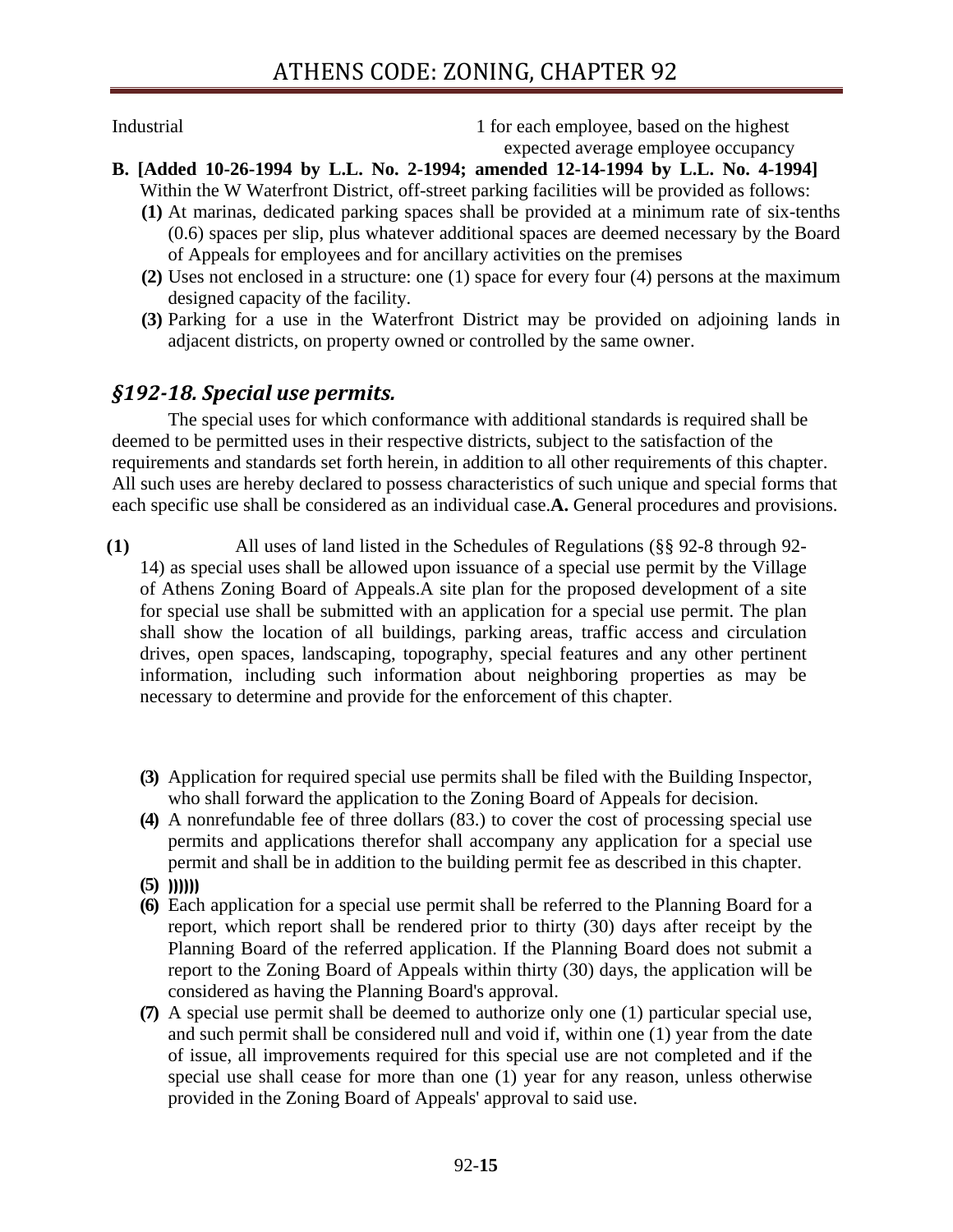Industrial | 1 for each employee, based on the highest expected average employee occupancy

**B. [Added 10-26-1994 by L.L. No. 2-1994; amended 12-14-1994 by L.L. No. 4-1994]** Within the W Waterfront District, off-street parking facilities will be provided as follows:

**(1)** At marinas, dedicated parking spaces shall be provided at a minimum rate of six-tenths (0.6) spaces per slip, plus whatever additional spaces are deemed necessary by the Board of Appeals for employees and for ancillary activities on the premises

**(2)** Uses not enclosed in a structure: one (1) space for every four (4) persons at the maximum designed capacity of the facility.

**(3)** Parking for a use in the Waterfront District may be provided on adjoining lands in adjacent districts, on property owned or controlled by the same owner.

## *§192-18. Special use permits.*

The special uses for which conformance with additional standards is required shall be deemed to be permitted uses in their respective districts, subject to the satisfaction of the requirements and standards set forth herein, in addition to all other requirements of this chapter. All such uses are hereby declared to possess characteristics of such unique and special forms that each specific use shall be considered as an individual case.**A.** General procedures and provisions.

**(1)** All uses of land listed in the Schedules of Regulations (§§ 92-8 through 92-14) as special uses shall be allowed upon issuance of a special use permit by the Village of Athens Zoning Board of Appeals.A site plan for the proposed development of a site for special use shall be submitted with an application for a special use permit. The plan shall show the location of all buildings, parking areas, traffic access and circulation drives, open spaces, landscaping, topography, special features and any other pertinent information, including such information about neighboring properties as may be necessary to determine and provide for the enforcement of this chapter.

**(3)** Application for required special use permits shall be filed with the Building Inspector, who shall forward the application to the Zoning Board of Appeals for decision.

**(4)** A nonrefundable fee of three dollars (83.) to cover the cost of processing special use permits and applications therefor shall accompany any application for a special use permit and shall be in addition to the building permit fee as described in this chapter.

**(5)** **))))))**

**(6)** Each application for a special use permit shall be referred to the Planning Board for a report, which report shall be rendered prior to thirty (30) days after receipt by the Planning Board of the referred application. If the Planning Board does not submit a report to the Zoning Board of Appeals within thirty (30) days, the application will be considered as having the Planning Board's approval.

**(7)** A special use permit shall be deemed to authorize only one (1) particular special use, and such permit shall be considered null and void if, within one (1) year from the date of issue, all improvements required for this special use are not completed and if the special use shall cease for more than one (1) year for any reason, unless otherwise provided in the Zoning Board of Appeals' approval to said use.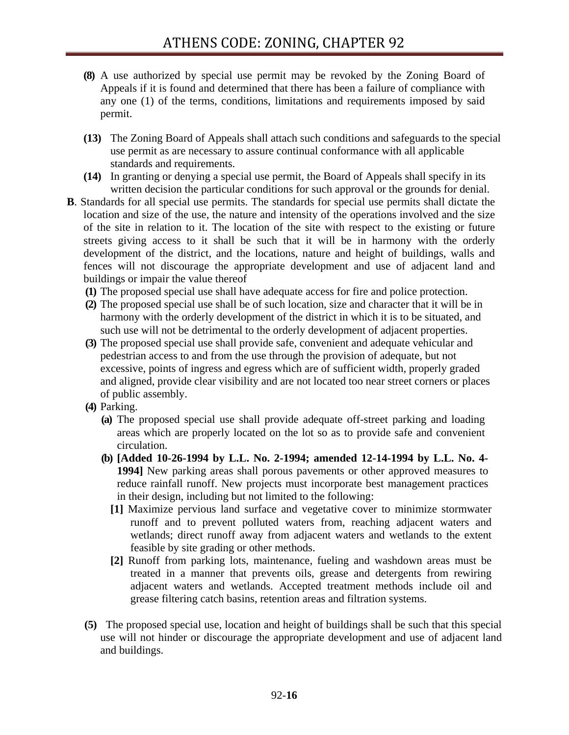**(8)** A use authorized by special use permit may be revoked by the Zoning Board of Appeals if it is found and determined that there has been a failure of compliance with any one (1) of the terms, conditions, limitations and requirements imposed by said permit.

**(13)** The Zoning Board of Appeals shall attach such conditions and safeguards to the special use permit as are necessary to assure continual conformance with all applicable standards and requirements.

**(14)** In granting or denying a special use permit, the Board of Appeals shall specify in its written decision the particular conditions for such approval or the grounds for denial.

**B**. Standards for all special use permits. The standards for special use permits shall dictate the location and size of the use, the nature and intensity of the operations involved and the size of the site in relation to it. The location of the site with respect to the existing or future streets giving access to it shall be such that it will be in harmony with the orderly development of the district, and the locations, nature and height of buildings, walls and fences will not discourage the appropriate development and use of adjacent land and buildings or impair the value thereof

**(1)** The proposed special use shall have adequate access for fire and police protection.

**(2)** The proposed special use shall be of such location, size and character that it will be in harmony with the orderly development of the district in which it is to be situated, and such use will not be detrimental to the orderly development of adjacent properties.

**(3)** The proposed special use shall provide safe, convenient and adequate vehicular and pedestrian access to and from the use through the provision of adequate, but not excessive, points of ingress and egress which are of sufficient width, properly graded and aligned, provide clear visibility and are not located too near street corners or places of public assembly.

**(4)** Parking.

**(a)** The proposed special use shall provide adequate off-street parking and loading areas which are properly located on the lot so as to provide safe and convenient circulation.

**(b)** **[Added 10-26-1994 by L.L. No. 2-1994; amended 12-14-1994 by L.L. No. 4-1994]** New parking areas shall porous pavements or other approved measures to reduce rainfall runoff. New projects must incorporate best management practices in their design, including but not limited to the following:

**[1]** Maximize pervious land surface and vegetative cover to minimize stormwater runoff and to prevent polluted waters from, reaching adjacent waters and wetlands; direct runoff away from adjacent waters and wetlands to the extent feasible by site grading or other methods.

**[2]** Runoff from parking lots, maintenance, fueling and washdown areas must be treated in a manner that prevents oils, grease and detergents from rewiring adjacent waters and wetlands. Accepted treatment methods include oil and grease filtering catch basins, retention areas and filtration systems.

**(5)** The proposed special use, location and height of buildings shall be such that this special use will not hinder or discourage the appropriate development and use of adjacent land and buildings.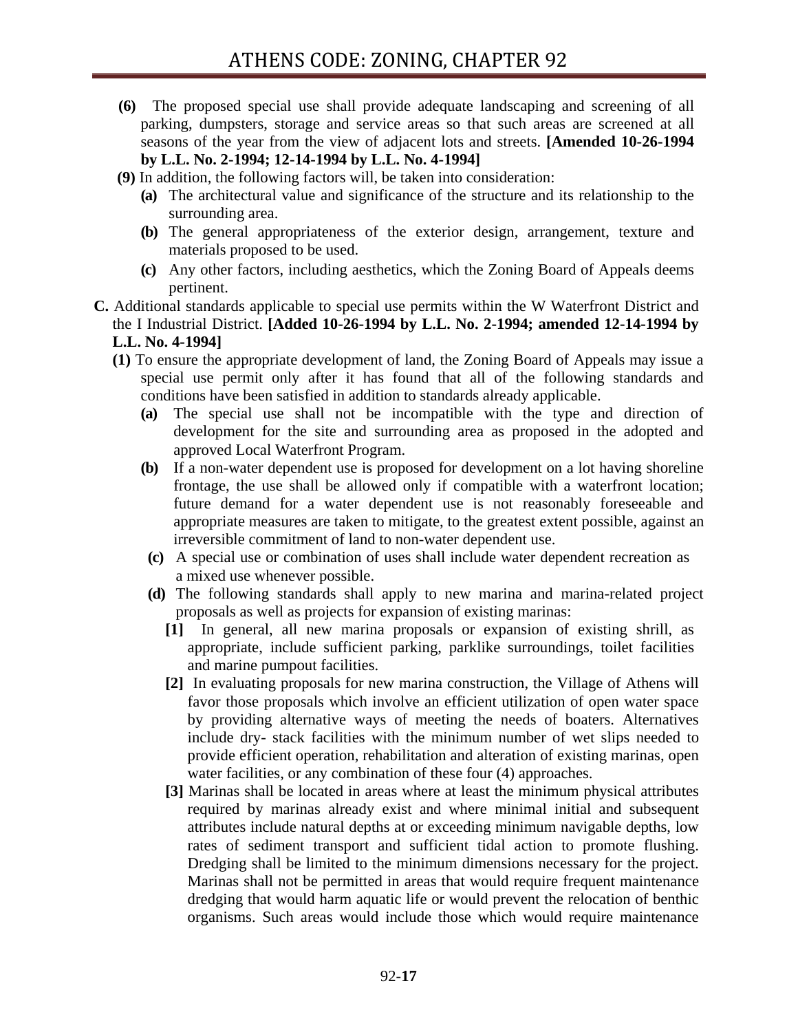**(6)** The proposed special use shall provide adequate landscaping and screening of all parking, dumpsters, storage and service areas so that such areas are screened at all seasons of the year from the view of adjacent lots and streets. **[Amended 10-26-1994 by L.L. No. 2-1994; 12-14-1994 by L.L. No. 4-1994]**

**(9)** In addition, the following factors will, be taken into consideration:

- **(a)** The architectural value and significance of the structure and its relationship to the surrounding area.
- **(b)** The general appropriateness of the exterior design, arrangement, texture and materials proposed to be used.
- **(c)** Any other factors, including aesthetics, which the Zoning Board of Appeals deems pertinent.

**C.** Additional standards applicable to special use permits within the W Waterfront District and the I Industrial District. **[Added 10-26-1994 by L.L. No. 2-1994; amended 12-14-1994 by L.L. No. 4-1994]**

**(1)** To ensure the appropriate development of land, the Zoning Board of Appeals may issue a special use permit only after it has found that all of the following standards and conditions have been satisfied in addition to standards already applicable.

- **(a)** The special use shall not be incompatible with the type and direction of development for the site and surrounding area as proposed in the adopted and approved Local Waterfront Program.
- **(b)** If a non-water dependent use is proposed for development on a lot having shoreline frontage, the use shall be allowed only if compatible with a waterfront location; future demand for a water dependent use is not reasonably foreseeable and appropriate measures are taken to mitigate, to the greatest extent possible, against an irreversible commitment of land to non-water dependent use.
- **(c)** A special use or combination of uses shall include water dependent recreation as a mixed use whenever possible.
- **(d)** The following standards shall apply to new marina and marina-related project proposals as well as projects for expansion of existing marinas:
  - **[1]** In general, all new marina proposals or expansion of existing shrill, as appropriate, include sufficient parking, parklike surroundings, toilet facilities and marine pumpout facilities.
  - **[2]** In evaluating proposals for new marina construction, the Village of Athens will favor those proposals which involve an efficient utilization of open water space by providing alternative ways of meeting the needs of boaters. Alternatives include dry- stack facilities with the minimum number of wet slips needed to provide efficient operation, rehabilitation and alteration of existing marinas, open water facilities, or any combination of these four (4) approaches.
  - **[3]** Marinas shall be located in areas where at least the minimum physical attributes required by marinas already exist and where minimal initial and subsequent attributes include natural depths at or exceeding minimum navigable depths, low rates of sediment transport and sufficient tidal action to promote flushing. Dredging shall be limited to the minimum dimensions necessary for the project. Marinas shall not be permitted in areas that would require frequent maintenance dredging that would harm aquatic life or would prevent the relocation of benthic organisms. Such areas would include those which would require maintenance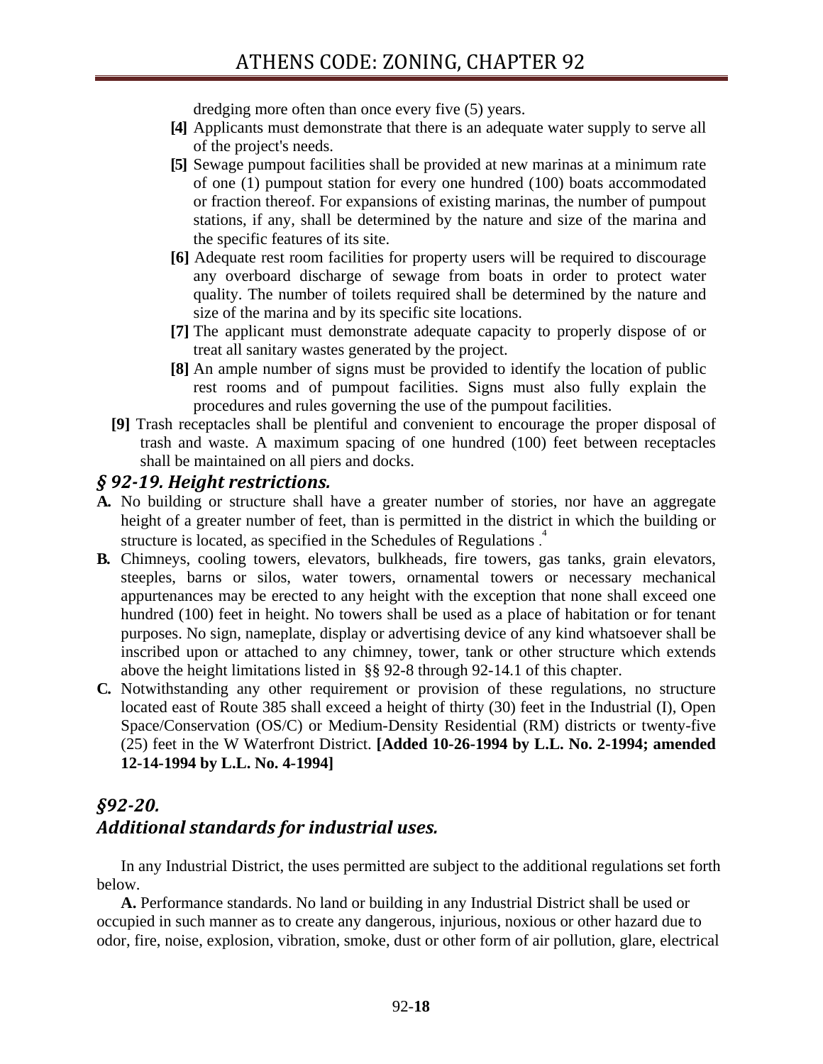dredging more often than once every five (5) years.

- **[4]** Applicants must demonstrate that there is an adequate water supply to serve all of the project's needs.
- **[5]** Sewage pumpout facilities shall be provided at new marinas at a minimum rate of one (1) pumpout station for every one hundred (100) boats accommodated or fraction thereof. For expansions of existing marinas, the number of pumpout stations, if any, shall be determined by the nature and size of the marina and the specific features of its site.
- **[6]** Adequate rest room facilities for property users will be required to discourage any overboard discharge of sewage from boats in order to protect water quality. The number of toilets required shall be determined by the nature and size of the marina and by its specific site locations.
- **[7]** The applicant must demonstrate adequate capacity to properly dispose of or treat all sanitary wastes generated by the project.
- **[8]** An ample number of signs must be provided to identify the location of public rest rooms and of pumpout facilities. Signs must also fully explain the procedures and rules governing the use of the pumpout facilities.
- **[9]** Trash receptacles shall be plentiful and convenient to encourage the proper disposal of trash and waste. A maximum spacing of one hundred (100) feet between receptacles shall be maintained on all piers and docks.

## *§ 92-19. Height restrictions.*

**A.** No building or structure shall have a greater number of stories, nor have an aggregate height of a greater number of feet, than is permitted in the district in which the building or structure is located, as specified in the Schedules of Regulations .[4]

**B.** Chimneys, cooling towers, elevators, bulkheads, fire towers, gas tanks, grain elevators, steeples, barns or silos, water towers, ornamental towers or necessary mechanical appurtenances may be erected to any height with the exception that none shall exceed one hundred (100) feet in height. No towers shall be used as a place of habitation or for tenant purposes. No sign, nameplate, display or advertising device of any kind whatsoever shall be inscribed upon or attached to any chimney, tower, tank or other structure which extends above the height limitations listed in §§ 92-8 through 92-14.1 of this chapter.

**C.** Notwithstanding any other requirement or provision of these regulations, no structure located east of Route 385 shall exceed a height of thirty (30) feet in the Industrial (I), Open Space/Conservation (OS/C) or Medium-Density Residential (RM) districts or twenty-five (25) feet in the W Waterfront District. **[Added 10-26-1994 by L.L. No. 2-1994; amended 12-14-1994 by L.L. No. 4-1994]**

## *§92-20. Additional standards for industrial uses.*

In any Industrial District, the uses permitted are subject to the additional regulations set forth below.

**A.** Performance standards. No land or building in any Industrial District shall be used or occupied in such manner as to create any dangerous, injurious, noxious or other hazard due to odor, fire, noise, explosion, vibration, smoke, dust or other form of air pollution, glare, electrical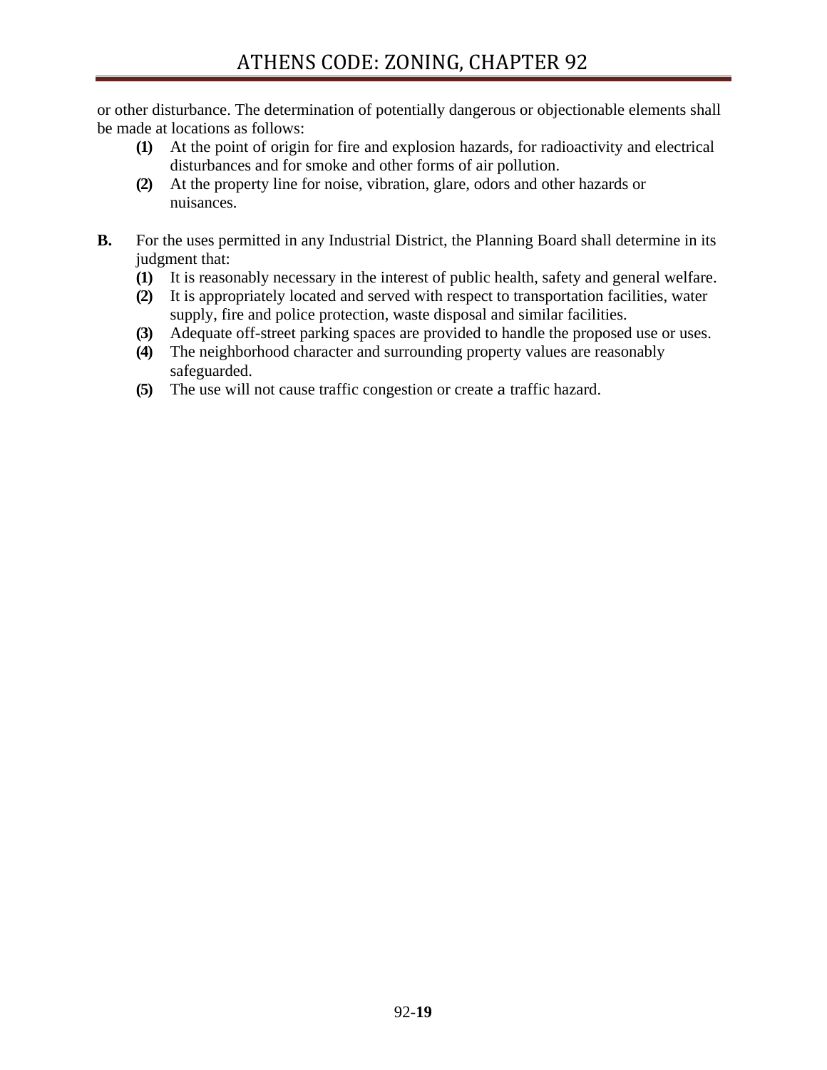or other disturbance. The determination of potentially dangerous or objectionable elements shall be made at locations as follows:

- **(1)** At the point of origin for fire and explosion hazards, for radioactivity and electrical disturbances and for smoke and other forms of air pollution.
- **(2)** At the property line for noise, vibration, glare, odors and other hazards or nuisances.

**B.** For the uses permitted in any Industrial District, the Planning Board shall determine in its judgment that:

- **(1)** It is reasonably necessary in the interest of public health, safety and general welfare.
- **(2)** It is appropriately located and served with respect to transportation facilities, water supply, fire and police protection, waste disposal and similar facilities.
- **(3)** Adequate off-street parking spaces are provided to handle the proposed use or uses.
- **(4)** The neighborhood character and surrounding property values are reasonably safeguarded.
- **(5)** The use will not cause traffic congestion or create a traffic hazard.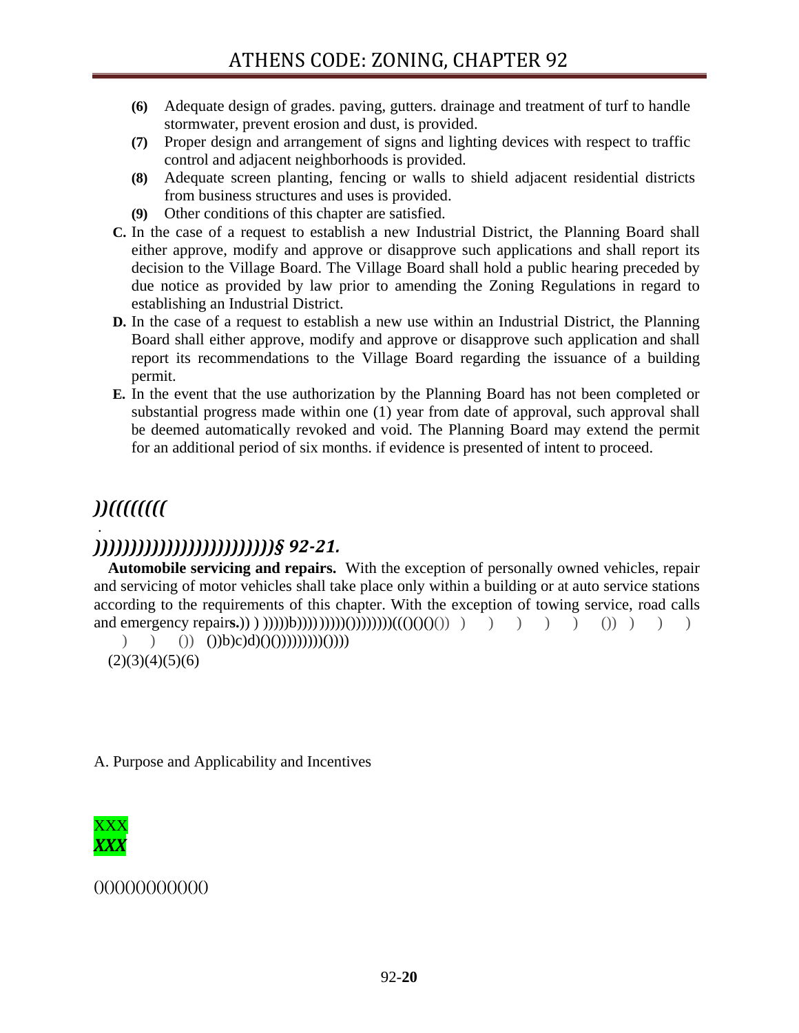(6) Adequate design of grades. paving, gutters. drainage and treatment of turf to handle stormwater, prevent erosion and dust, is provided.
(7) Proper design and arrangement of signs and lighting devices with respect to traffic control and adjacent neighborhoods is provided.
(8) Adequate screen planting, fencing or walls to shield adjacent residential districts from business structures and uses is provided.
(9) Other conditions of this chapter are satisfied.

**C.** In the case of a request to establish a new Industrial District, the Planning Board shall either approve, modify and approve or disapprove such applications and shall report its decision to the Village Board. The Village Board shall hold a public hearing preceded by due notice as provided by law prior to amending the Zoning Regulations in regard to establishing an Industrial District.

**D.** In the case of a request to establish a new use within an Industrial District, the Planning Board shall either approve, modify and approve or disapprove such application and shall report its recommendations to the Village Board regarding the issuance of a building permit.

**E.** In the event that the use authorization by the Planning Board has not been completed or substantial progress made within one (1) year from date of approval, such approval shall be deemed automatically revoked and void. The Planning Board may extend the permit for an additional period of six months. if evidence is presented of intent to proceed.

## ))((((((((

.

## ))))))))))))))))))))))))))))§ 92-21.

**Automobile servicing and repairs.** With the exception of personally owned vehicles, repair and servicing of motor vehicles shall take place only within a building or at auto service stations according to the requirements of this chapter. With the exception of towing service, road calls and emergency repair**s.**)) ) )))))b)))) )))))())))))))((()()()()) ) ) ) ) ) ()) ) ) ) ) ) ()) ())b)c)d)()()))))))))()))) 
(2)(3)(4)(5)(6)

A. Purpose and Applicability and Incentives

XXX
***XXX***

()()()()()()()()()()()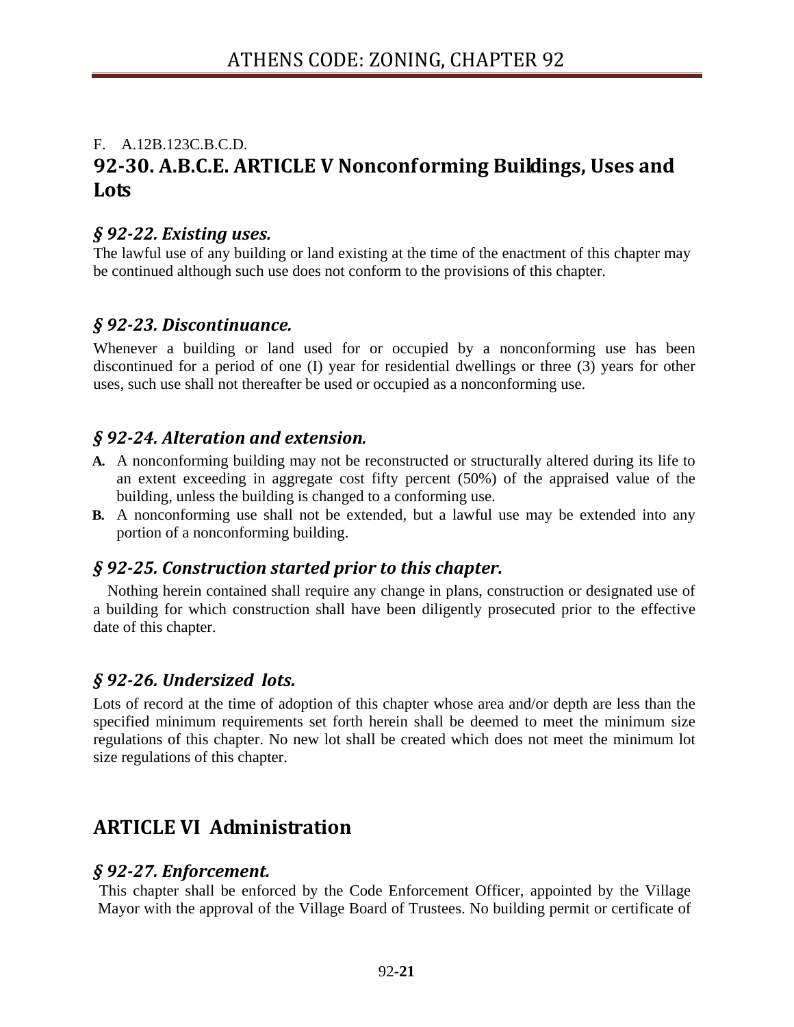F. A.12B.123C.B.C.D.

## 92-30. A.B.C.E. ARTICLE V Nonconforming Buildings, Uses and Lots

### *§ 92-22. Existing uses.*

The lawful use of any building or land existing at the time of the enactment of this chapter may be continued although such use does not conform to the provisions of this chapter.

### *§ 92-23. Discontinuance.*

Whenever a building or land used for or occupied by a nonconforming use has been discontinued for a period of one (I) year for residential dwellings or three (3) years for other uses, such use shall not thereafter be used or occupied as a nonconforming use.

### *§ 92-24. Alteration and extension.*

**A.** A nonconforming building may not be reconstructed or structurally altered during its life to an extent exceeding in aggregate cost fifty percent (50%) of the appraised value of the building, unless the building is changed to a conforming use.

**B.** A nonconforming use shall not be extended, but a lawful use may be extended into any portion of a nonconforming building.

### *§ 92-25. Construction started prior to this chapter.*

Nothing herein contained shall require any change in plans, construction or designated use of a building for which construction shall have been diligently prosecuted prior to the effective date of this chapter.

### *§ 92-26. Undersized lots.*

Lots of record at the time of adoption of this chapter whose area and/or depth are less than the specified minimum requirements set forth herein shall be deemed to meet the minimum size regulations of this chapter. No new lot shall be created which does not meet the minimum lot size regulations of this chapter.

## ARTICLE VI Administration

### *§ 92-27. Enforcement.*

This chapter shall be enforced by the Code Enforcement Officer, appointed by the Village Mayor with the approval of the Village Board of Trustees. No building permit or certificate of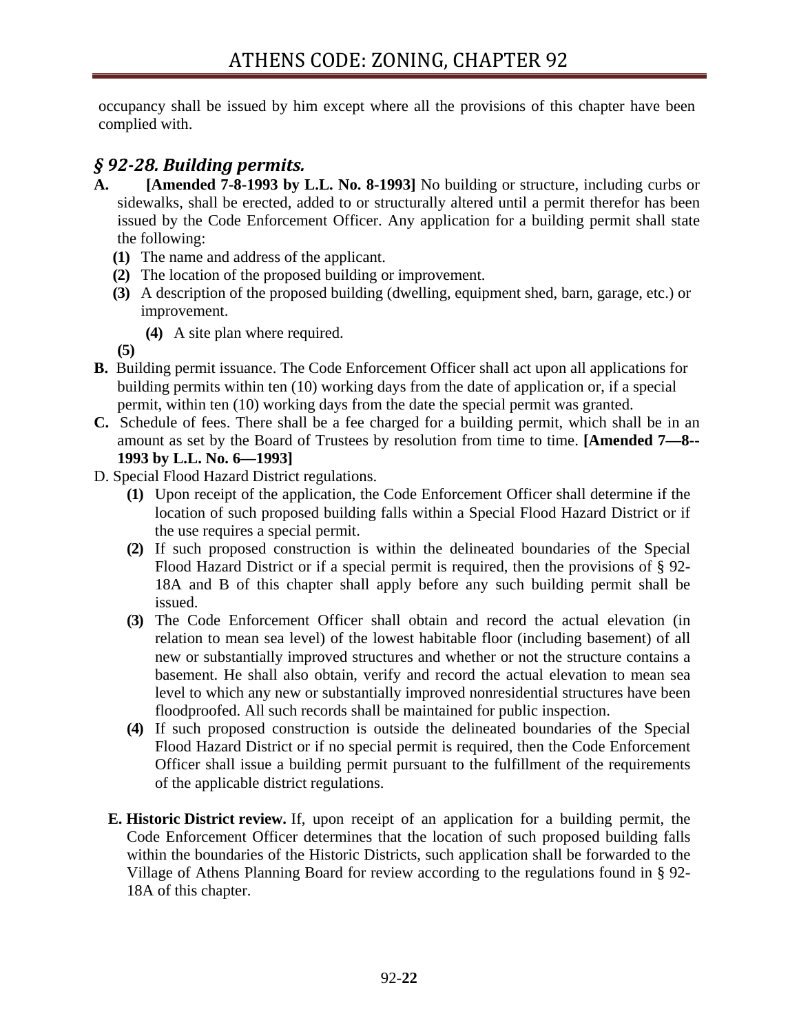occupancy shall be issued by him except where all the provisions of this chapter have been complied with.

## *§ 92-28. Building permits.*

**A.** **[Amended 7-8-1993 by L.L. No. 8-1993]** No building or structure, including curbs or sidewalks, shall be erected, added to or structurally altered until a permit therefor has been issued by the Code Enforcement Officer. Any application for a building permit shall state the following:

- **(1)** The name and address of the applicant.
- **(2)** The location of the proposed building or improvement.
- **(3)** A description of the proposed building (dwelling, equipment shed, barn, garage, etc.) or improvement.
- **(4)** A site plan where required.
- **(5)**

**B.** Building permit issuance. The Code Enforcement Officer shall act upon all applications for building permits within ten (10) working days from the date of application or, if a special permit, within ten (10) working days from the date the special permit was granted.

**C.** Schedule of fees. There shall be a fee charged for a building permit, which shall be in an amount as set by the Board of Trustees by resolution from time to time. **[Amended 7—8--1993 by L.L. No. 6—1993]**

D. Special Flood Hazard District regulations.

- **(1)** Upon receipt of the application, the Code Enforcement Officer shall determine if the location of such proposed building falls within a Special Flood Hazard District or if the use requires a special permit.
- **(2)** If such proposed construction is within the delineated boundaries of the Special Flood Hazard District or if a special permit is required, then the provisions of § 92-18A and B of this chapter shall apply before any such building permit shall be issued.
- **(3)** The Code Enforcement Officer shall obtain and record the actual elevation (in relation to mean sea level) of the lowest habitable floor (including basement) of all new or substantially improved structures and whether or not the structure contains a basement. He shall also obtain, verify and record the actual elevation to mean sea level to which any new or substantially improved nonresidential structures have been floodproofed. All such records shall be maintained for public inspection.
- **(4)** If such proposed construction is outside the delineated boundaries of the Special Flood Hazard District or if no special permit is required, then the Code Enforcement Officer shall issue a building permit pursuant to the fulfillment of the requirements of the applicable district regulations.

**E. Historic District review.** If, upon receipt of an application for a building permit, the Code Enforcement Officer determines that the location of such proposed building falls within the boundaries of the Historic Districts, such application shall be forwarded to the Village of Athens Planning Board for review according to the regulations found in § 92-18A of this chapter.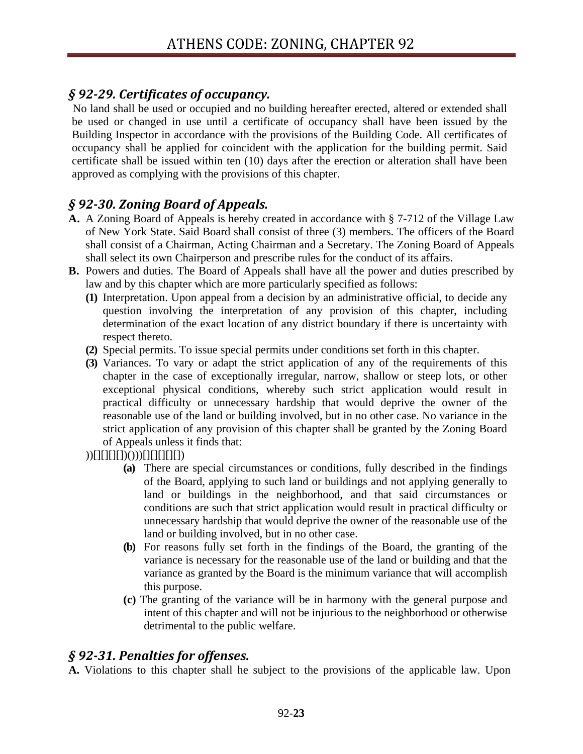## *§ 92-29. Certificates of occupancy.*

No land shall be used or occupied and no building hereafter erected, altered or extended shall be used or changed in use until a certificate of occupancy shall have been issued by the Building Inspector in accordance with the provisions of the Building Code. All certificates of occupancy shall be applied for coincident with the application for the building permit. Said certificate shall be issued within ten (10) days after the erection or alteration shall have been approved as complying with the provisions of this chapter.

## *§ 92-30. Zoning Board of Appeals.*

**A.** A Zoning Board of Appeals is hereby created in accordance with § 7-712 of the Village Law of New York State. Said Board shall consist of three (3) members. The officers of the Board shall consist of a Chairman, Acting Chairman and a Secretary. The Zoning Board of Appeals shall select its own Chairperson and prescribe rules for the conduct of its affairs.

**B.** Powers and duties. The Board of Appeals shall have all the power and duties prescribed by law and by this chapter which are more particularly specified as follows:

- **(1)** Interpretation. Upon appeal from a decision by an administrative official, to decide any question involving the interpretation of any provision of this chapter, including determination of the exact location of any district boundary if there is uncertainty with respect thereto.
- **(2)** Special permits. To issue special permits under conditions set forth in this chapter.
- **(3)** Variances. To vary or adapt the strict application of any of the requirements of this chapter in the case of exceptionally irregular, narrow, shallow or steep lots, or other exceptional physical conditions, whereby such strict application would result in practical difficulty or unnecessary hardship that would deprive the owner of the reasonable use of the land or building involved, but in no other case. No variance in the strict application of any provision of this chapter shall be granted by the Zoning Board of Appeals unless it finds that:

))[][][][])()))[][][][][])

- **(a)** There are special circumstances or conditions, fully described in the findings of the Board, applying to such land or buildings and not applying generally to land or buildings in the neighborhood, and that said circumstances or conditions are such that strict application would result in practical difficulty or unnecessary hardship that would deprive the owner of the reasonable use of the land or building involved, but in no other case.
- **(b)** For reasons fully set forth in the findings of the Board, the granting of the variance is necessary for the reasonable use of the land or building and that the variance as granted by the Board is the minimum variance that will accomplish this purpose.
- **(c)** The granting of the variance will be in harmony with the general purpose and intent of this chapter and will not be injurious to the neighborhood or otherwise detrimental to the public welfare.

## *§ 92-31. Penalties for offenses.*

**A.** Violations to this chapter shall he subject to the provisions of the applicable law. Upon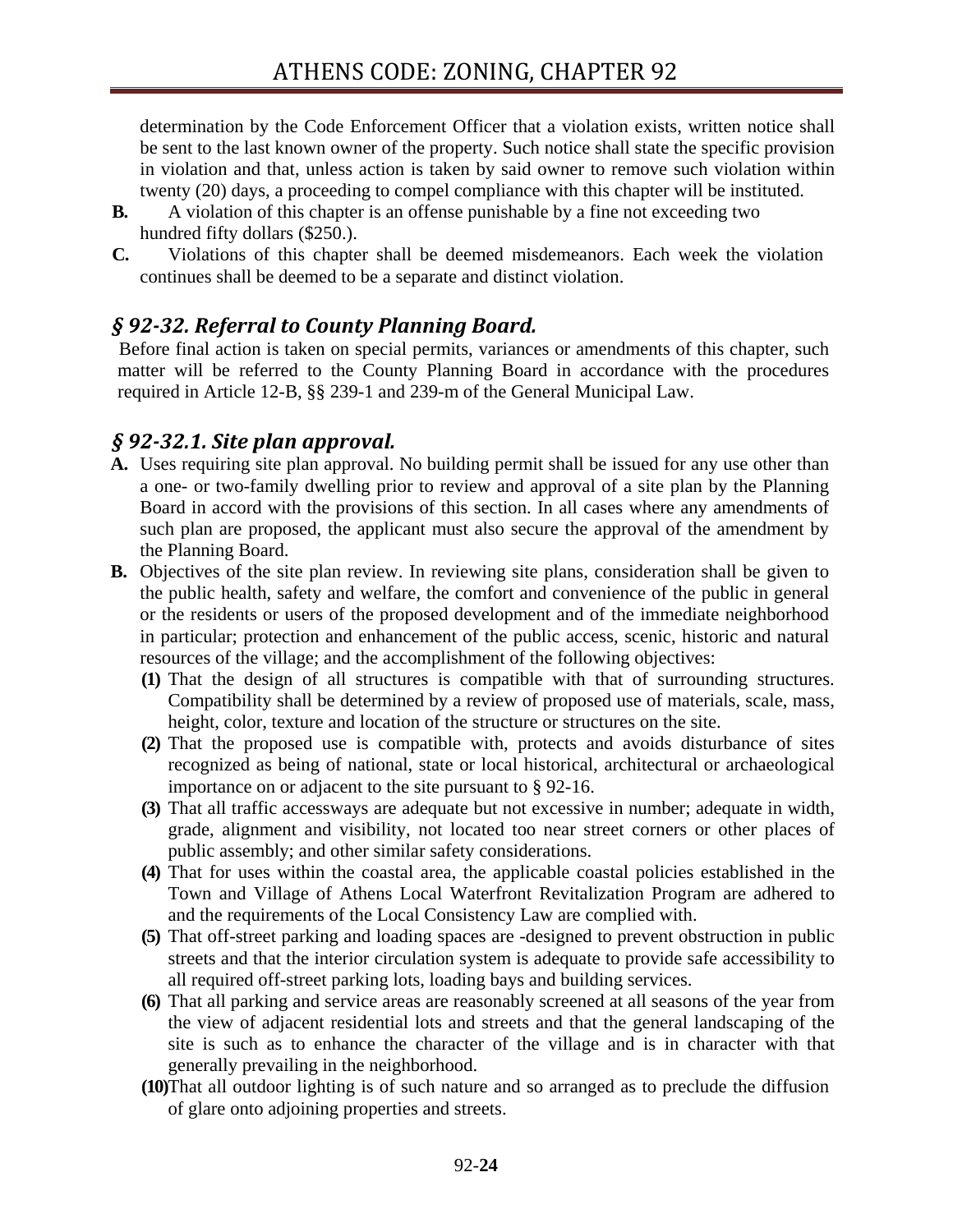determination by the Code Enforcement Officer that a violation exists, written notice shall be sent to the last known owner of the property. Such notice shall state the specific provision in violation and that, unless action is taken by said owner to remove such violation within twenty (20) days, a proceeding to compel compliance with this chapter will be instituted.

**B.** A violation of this chapter is an offense punishable by a fine not exceeding two hundred fifty dollars ($250.).

**C.** Violations of this chapter shall be deemed misdemeanors. Each week the violation continues shall be deemed to be a separate and distinct violation.

## *§ 92-32. Referral to County Planning Board.*

Before final action is taken on special permits, variances or amendments of this chapter, such matter will be referred to the County Planning Board in accordance with the procedures required in Article 12-B, §§ 239-1 and 239-m of the General Municipal Law.

## *§ 92-32.1. Site plan approval.*

**A.** Uses requiring site plan approval. No building permit shall be issued for any use other than a one- or two-family dwelling prior to review and approval of a site plan by the Planning Board in accord with the provisions of this section. In all cases where any amendments of such plan are proposed, the applicant must also secure the approval of the amendment by the Planning Board.

**B.** Objectives of the site plan review. In reviewing site plans, consideration shall be given to the public health, safety and welfare, the comfort and convenience of the public in general or the residents or users of the proposed development and of the immediate neighborhood in particular; protection and enhancement of the public access, scenic, historic and natural resources of the village; and the accomplishment of the following objectives:

**(1)** That the design of all structures is compatible with that of surrounding structures. Compatibility shall be determined by a review of proposed use of materials, scale, mass, height, color, texture and location of the structure or structures on the site.

**(2)** That the proposed use is compatible with, protects and avoids disturbance of sites recognized as being of national, state or local historical, architectural or archaeological importance on or adjacent to the site pursuant to § 92-16.

**(3)** That all traffic accessways are adequate but not excessive in number; adequate in width, grade, alignment and visibility, not located too near street corners or other places of public assembly; and other similar safety considerations.

**(4)** That for uses within the coastal area, the applicable coastal policies established in the Town and Village of Athens Local Waterfront Revitalization Program are adhered to and the requirements of the Local Consistency Law are complied with.

**(5)** That off-street parking and loading spaces are -designed to prevent obstruction in public streets and that the interior circulation system is adequate to provide safe accessibility to all required off-street parking lots, loading bays and building services.

**(6)** That all parking and service areas are reasonably screened at all seasons of the year from the view of adjacent residential lots and streets and that the general landscaping of the site is such as to enhance the character of the village and is in character with that generally prevailing in the neighborhood.

**(10)** That all outdoor lighting is of such nature and so arranged as to preclude the diffusion of glare onto adjoining properties and streets.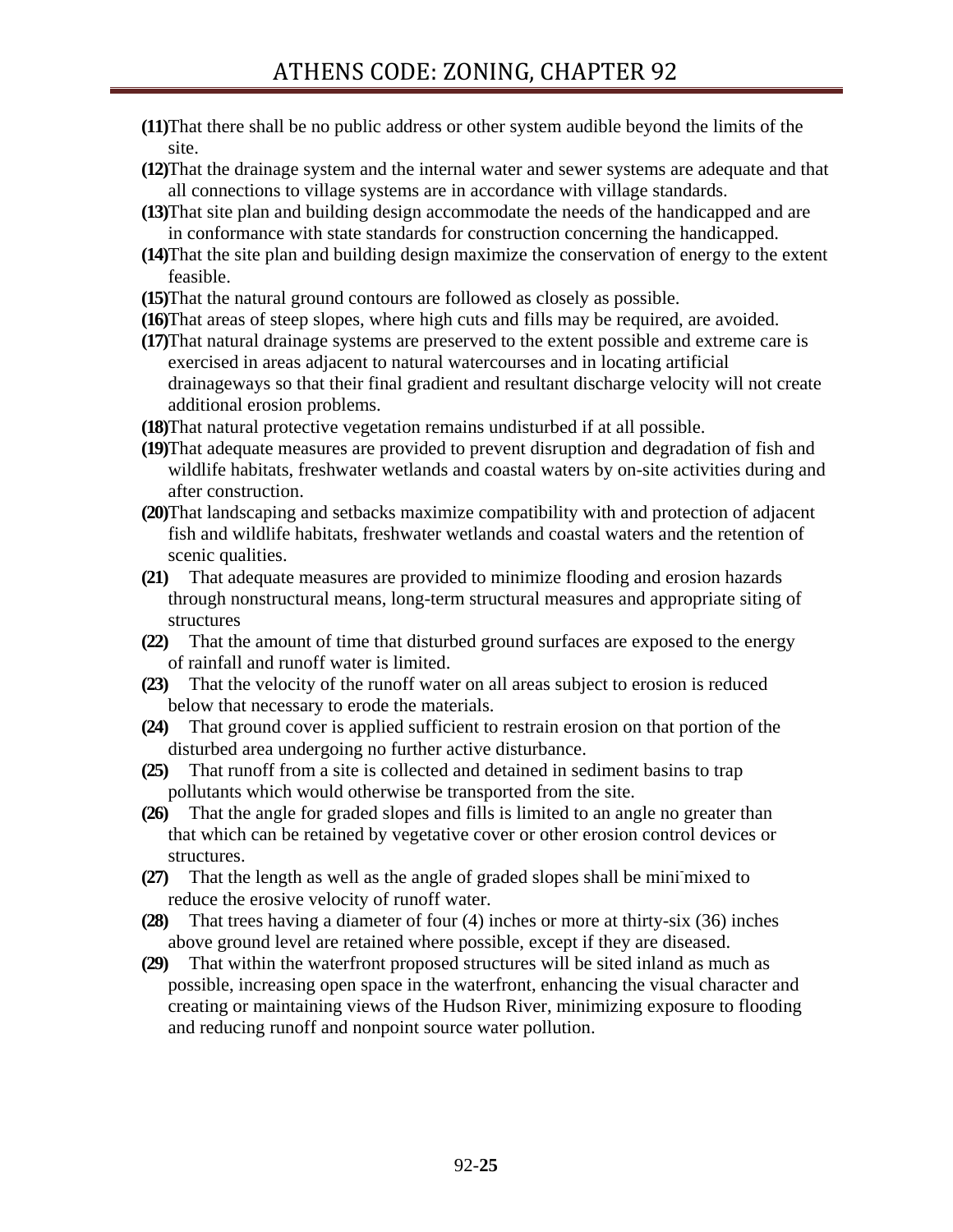**(11)** That there shall be no public address or other system audible beyond the limits of the site.

**(12)** That the drainage system and the internal water and sewer systems are adequate and that all connections to village systems are in accordance with village standards.

**(13)** That site plan and building design accommodate the needs of the handicapped and are in conformance with state standards for construction concerning the handicapped.

**(14)** That the site plan and building design maximize the conservation of energy to the extent feasible.

**(15)** That the natural ground contours are followed as closely as possible.

**(16)** That areas of steep slopes, where high cuts and fills may be required, are avoided.

**(17)** That natural drainage systems are preserved to the extent possible and extreme care is exercised in areas adjacent to natural watercourses and in locating artificial drainageways so that their final gradient and resultant discharge velocity will not create additional erosion problems.

**(18)** That natural protective vegetation remains undisturbed if at all possible.

**(19)** That adequate measures are provided to prevent disruption and degradation of fish and wildlife habitats, freshwater wetlands and coastal waters by on-site activities during and after construction.

**(20)** That landscaping and setbacks maximize compatibility with and protection of adjacent fish and wildlife habitats, freshwater wetlands and coastal waters and the retention of scenic qualities.

**(21)** That adequate measures are provided to minimize flooding and erosion hazards through nonstructural means, long-term structural measures and appropriate siting of structures

**(22)** That the amount of time that disturbed ground surfaces are exposed to the energy of rainfall and runoff water is limited.

**(23)** That the velocity of the runoff water on all areas subject to erosion is reduced below that necessary to erode the materials.

**(24)** That ground cover is applied sufficient to restrain erosion on that portion of the disturbed area undergoing no further active disturbance.

**(25)** That runoff from a site is collected and detained in sediment basins to trap pollutants which would otherwise be transported from the site.

**(26)** That the angle for graded slopes and fills is limited to an angle no greater than that which can be retained by vegetative cover or other erosion control devices or structures.

**(27)** That the length as well as the angle of graded slopes shall be mini-mixed to reduce the erosive velocity of runoff water.

**(28)** That trees having a diameter of four (4) inches or more at thirty-six (36) inches above ground level are retained where possible, except if they are diseased.

**(29)** That within the waterfront proposed structures will be sited inland as much as possible, increasing open space in the waterfront, enhancing the visual character and creating or maintaining views of the Hudson River, minimizing exposure to flooding and reducing runoff and nonpoint source water pollution.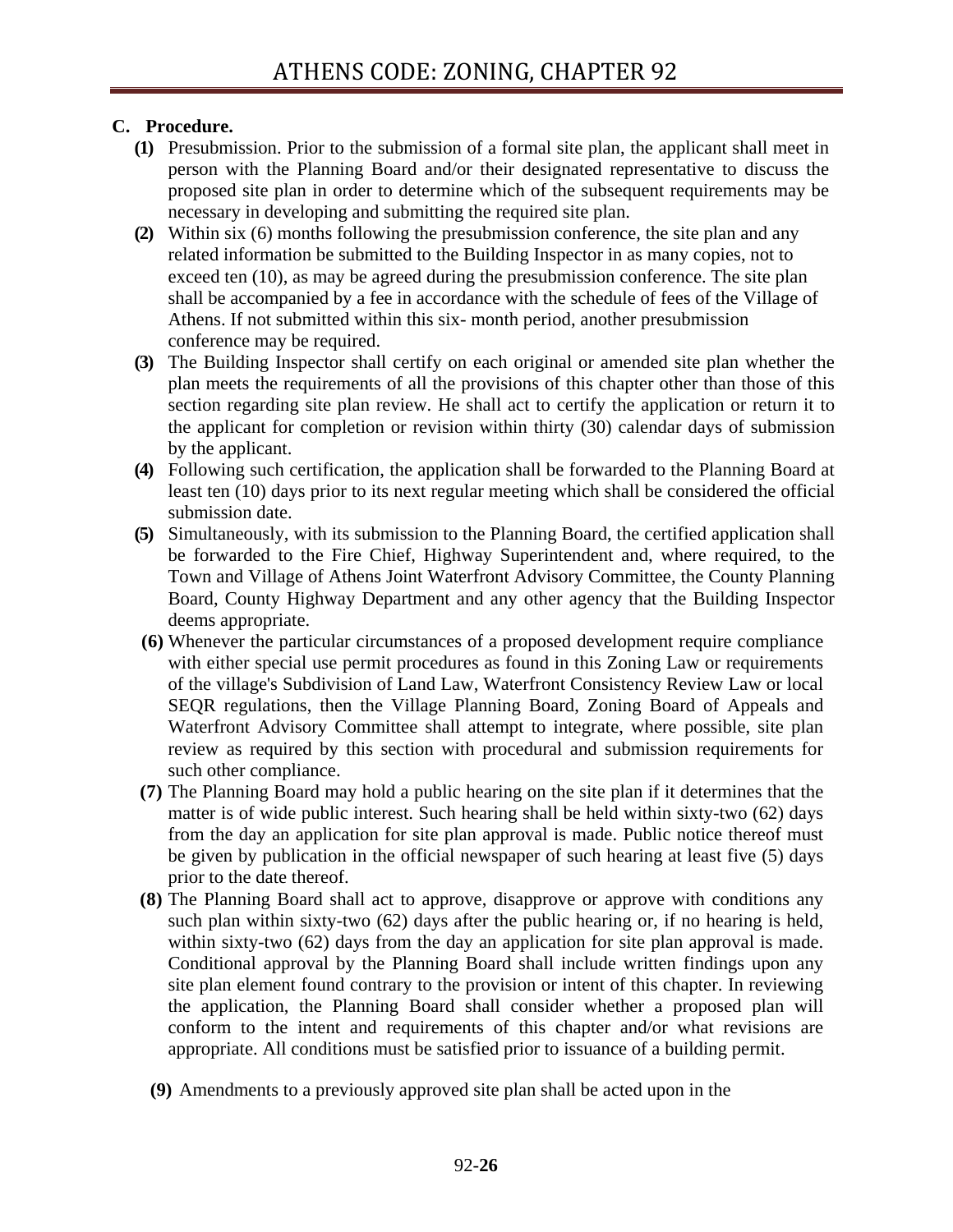**C. Procedure.**

**(1)** Presubmission. Prior to the submission of a formal site plan, the applicant shall meet in person with the Planning Board and/or their designated representative to discuss the proposed site plan in order to determine which of the subsequent requirements may be necessary in developing and submitting the required site plan.

**(2)** Within six (6) months following the presubmission conference, the site plan and any related information be submitted to the Building Inspector in as many copies, not to exceed ten (10), as may be agreed during the presubmission conference. The site plan shall be accompanied by a fee in accordance with the schedule of fees of the Village of Athens. If not submitted within this six- month period, another presubmission conference may be required.

**(3)** The Building Inspector shall certify on each original or amended site plan whether the plan meets the requirements of all the provisions of this chapter other than those of this section regarding site plan review. He shall act to certify the application or return it to the applicant for completion or revision within thirty (30) calendar days of submission by the applicant.

**(4)** Following such certification, the application shall be forwarded to the Planning Board at least ten (10) days prior to its next regular meeting which shall be considered the official submission date.

**(5)** Simultaneously, with its submission to the Planning Board, the certified application shall be forwarded to the Fire Chief, Highway Superintendent and, where required, to the Town and Village of Athens Joint Waterfront Advisory Committee, the County Planning Board, County Highway Department and any other agency that the Building Inspector deems appropriate.

**(6)** Whenever the particular circumstances of a proposed development require compliance with either special use permit procedures as found in this Zoning Law or requirements of the village's Subdivision of Land Law, Waterfront Consistency Review Law or local SEQR regulations, then the Village Planning Board, Zoning Board of Appeals and Waterfront Advisory Committee shall attempt to integrate, where possible, site plan review as required by this section with procedural and submission requirements for such other compliance.

**(7)** The Planning Board may hold a public hearing on the site plan if it determines that the matter is of wide public interest. Such hearing shall be held within sixty-two (62) days from the day an application for site plan approval is made. Public notice thereof must be given by publication in the official newspaper of such hearing at least five (5) days prior to the date thereof.

**(8)** The Planning Board shall act to approve, disapprove or approve with conditions any such plan within sixty-two (62) days after the public hearing or, if no hearing is held, within sixty-two (62) days from the day an application for site plan approval is made. Conditional approval by the Planning Board shall include written findings upon any site plan element found contrary to the provision or intent of this chapter. In reviewing the application, the Planning Board shall consider whether a proposed plan will conform to the intent and requirements of this chapter and/or what revisions are appropriate. All conditions must be satisfied prior to issuance of a building permit.

**(9)** Amendments to a previously approved site plan shall be acted upon in the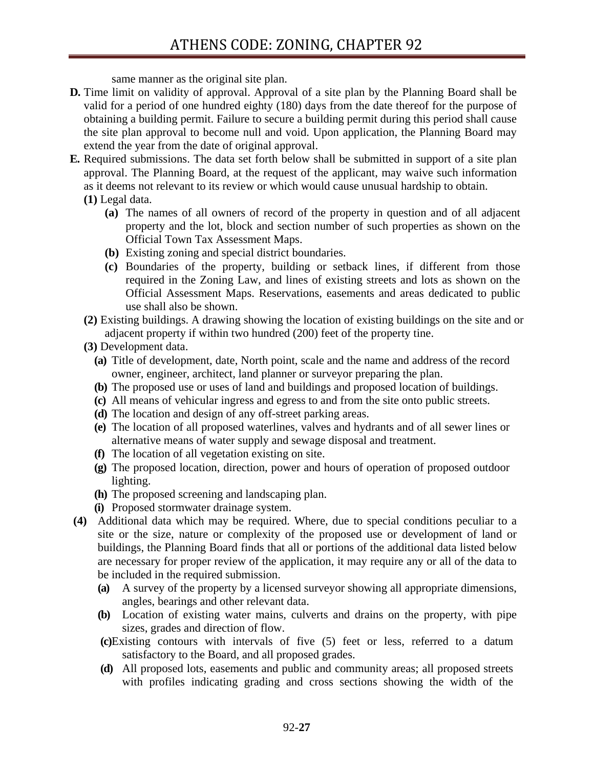same manner as the original site plan.

**D.** Time limit on validity of approval. Approval of a site plan by the Planning Board shall be valid for a period of one hundred eighty (180) days from the date thereof for the purpose of obtaining a building permit. Failure to secure a building permit during this period shall cause the site plan approval to become null and void. Upon application, the Planning Board may extend the year from the date of original approval.

**E.** Required submissions. The data set forth below shall be submitted in support of a site plan approval. The Planning Board, at the request of the applicant, may waive such information as it deems not relevant to its review or which would cause unusual hardship to obtain.

**(1)** Legal data.

**(a)** The names of all owners of record of the property in question and of all adjacent property and the lot, block and section number of such properties as shown on the Official Town Tax Assessment Maps.

**(b)** Existing zoning and special district boundaries.

**(c)** Boundaries of the property, building or setback lines, if different from those required in the Zoning Law, and lines of existing streets and lots as shown on the Official Assessment Maps. Reservations, easements and areas dedicated to public use shall also be shown.

**(2)** Existing buildings. A drawing showing the location of existing buildings on the site and or adjacent property if within two hundred (200) feet of the property tine.

**(3)** Development data.

**(a)** Title of development, date, North point, scale and the name and address of the record owner, engineer, architect, land planner or surveyor preparing the plan.

**(b)** The proposed use or uses of land and buildings and proposed location of buildings.

**(c)** All means of vehicular ingress and egress to and from the site onto public streets.

**(d)** The location and design of any off-street parking areas.

**(e)** The location of all proposed waterlines, valves and hydrants and of all sewer lines or alternative means of water supply and sewage disposal and treatment.

**(f)** The location of all vegetation existing on site.

**(g)** The proposed location, direction, power and hours of operation of proposed outdoor lighting.

**(h)** The proposed screening and landscaping plan.

**(i)** Proposed stormwater drainage system.

**(4)** Additional data which may be required. Where, due to special conditions peculiar to a site or the size, nature or complexity of the proposed use or development of land or buildings, the Planning Board finds that all or portions of the additional data listed below are necessary for proper review of the application, it may require any or all of the data to be included in the required submission.

**(a)** A survey of the property by a licensed surveyor showing all appropriate dimensions, angles, bearings and other relevant data.

**(b)** Location of existing water mains, culverts and drains on the property, with pipe sizes, grades and direction of flow.

**(c)** Existing contours with intervals of five (5) feet or less, referred to a datum satisfactory to the Board, and all proposed grades.

**(d)** All proposed lots, easements and public and community areas; all proposed streets with profiles indicating grading and cross sections showing the width of the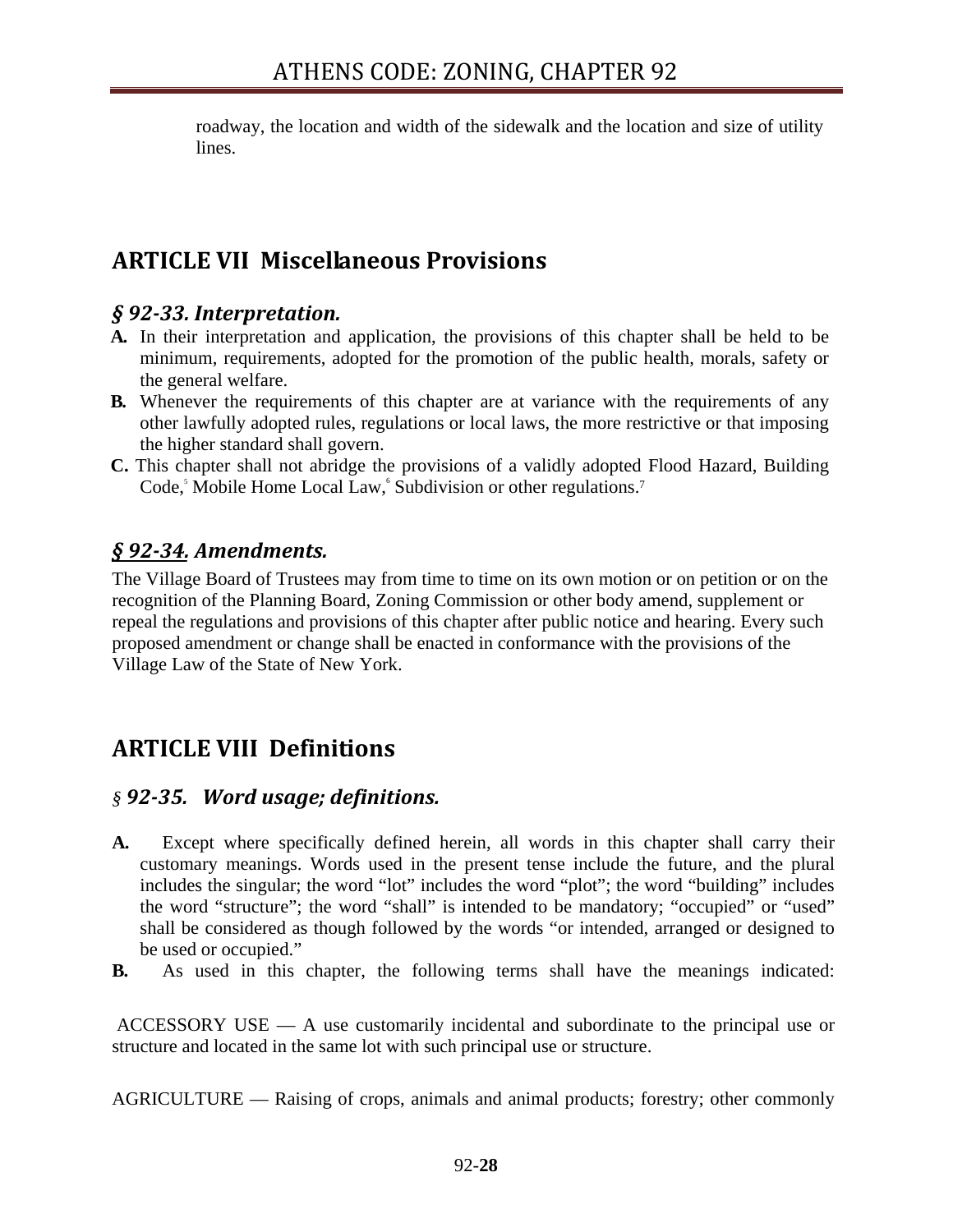roadway, the location and width of the sidewalk and the location and size of utility lines.

## ARTICLE VII Miscellaneous Provisions

### *§ 92-33. Interpretation.*

**A.** In their interpretation and application, the provisions of this chapter shall be held to be minimum, requirements, adopted for the promotion of the public health, morals, safety or the general welfare.

**B.** Whenever the requirements of this chapter are at variance with the requirements of any other lawfully adopted rules, regulations or local laws, the more restrictive or that imposing the higher standard shall govern.

**C.** This chapter shall not abridge the provisions of a validly adopted Flood Hazard, Building Code,[5] Mobile Home Local Law,[6] Subdivision or other regulations.[7]

### *§ 92-34. Amendments.*

The Village Board of Trustees may from time to time on its own motion or on petition or on the recognition of the Planning Board, Zoning Commission or other body amend, supplement or repeal the regulations and provisions of this chapter after public notice and hearing. Every such proposed amendment or change shall be enacted in conformance with the provisions of the Village Law of the State of New York.

## ARTICLE VIII Definitions

### § *92-35. Word usage; definitions.*

**A.** Except where specifically defined herein, all words in this chapter shall carry their customary meanings. Words used in the present tense include the future, and the plural includes the singular; the word "lot" includes the word "plot"; the word "building" includes the word "structure"; the word "shall" is intended to be mandatory; "occupied" or "used" shall be considered as though followed by the words "or intended, arranged or designed to be used or occupied."

**B.** As used in this chapter, the following terms shall have the meanings indicated:

ACCESSORY USE — A use customarily incidental and subordinate to the principal use or structure and located in the same lot with such principal use or structure.

AGRICULTURE — Raising of crops, animals and animal products; forestry; other commonly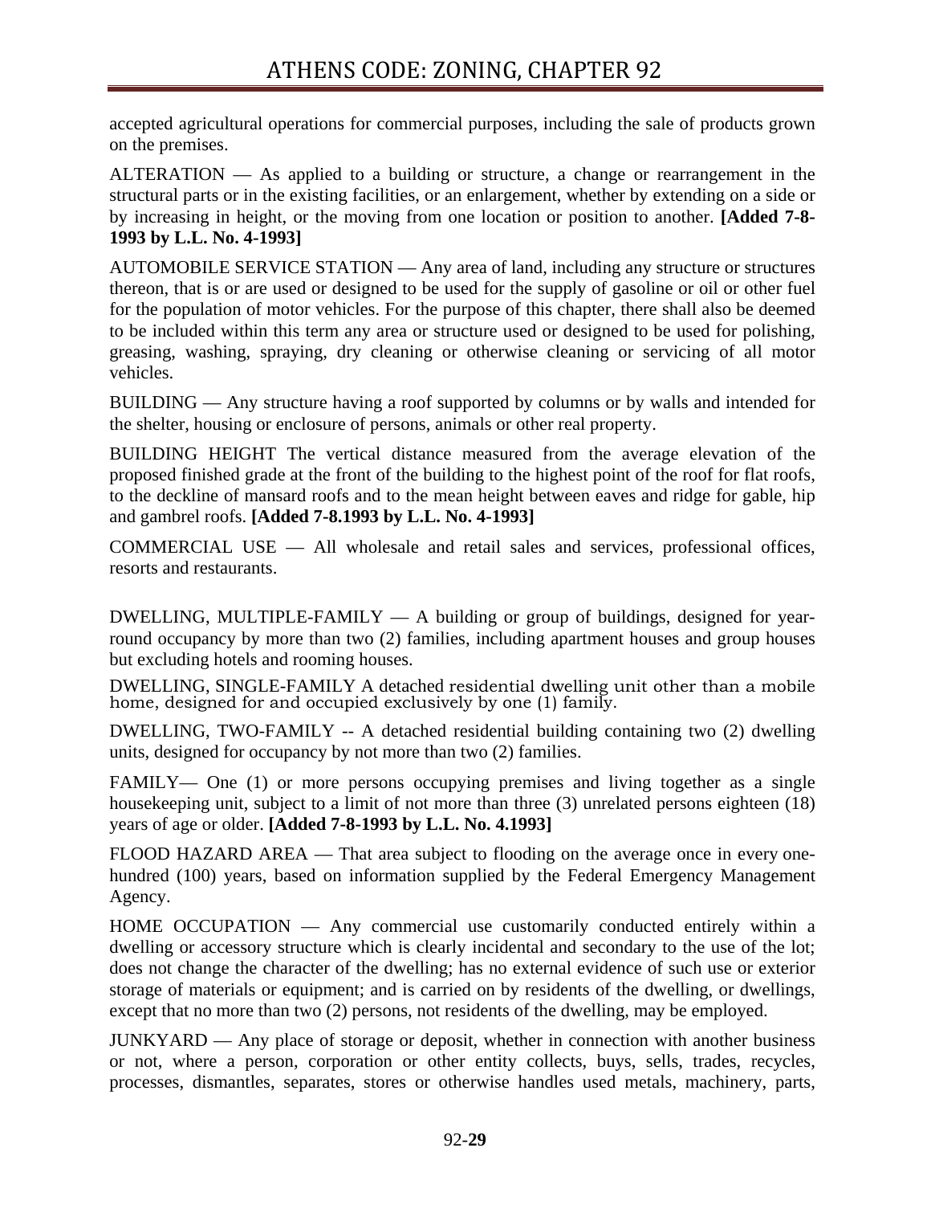accepted agricultural operations for commercial purposes, including the sale of products grown on the premises.

ALTERATION — As applied to a building or structure, a change or rearrangement in the structural parts or in the existing facilities, or an enlargement, whether by extending on a side or by increasing in height, or the moving from one location or position to another. **[Added 7-8-1993 by L.L. No. 4-1993]**

AUTOMOBILE SERVICE STATION — Any area of land, including any structure or structures thereon, that is or are used or designed to be used for the supply of gasoline or oil or other fuel for the population of motor vehicles. For the purpose of this chapter, there shall also be deemed to be included within this term any area or structure used or designed to be used for polishing, greasing, washing, spraying, dry cleaning or otherwise cleaning or servicing of all motor vehicles.

BUILDING — Any structure having a roof supported by columns or by walls and intended for the shelter, housing or enclosure of persons, animals or other real property.

BUILDING HEIGHT The vertical distance measured from the average elevation of the proposed finished grade at the front of the building to the highest point of the roof for flat roofs, to the deckline of mansard roofs and to the mean height between eaves and ridge for gable, hip and gambrel roofs. **[Added 7-8.1993 by L.L. No. 4-1993]**

COMMERCIAL USE — All wholesale and retail sales and services, professional offices, resorts and restaurants.

DWELLING, MULTIPLE-FAMILY — A building or group of buildings, designed for year-round occupancy by more than two (2) families, including apartment houses and group houses but excluding hotels and rooming houses.

DWELLING, SINGLE-FAMILY A detached residential dwelling unit other than a mobile home, designed for and occupied exclusively by one (1) family.

DWELLING, TWO-FAMILY -- A detached residential building containing two (2) dwelling units, designed for occupancy by not more than two (2) families.

FAMILY— One (1) or more persons occupying premises and living together as a single housekeeping unit, subject to a limit of not more than three (3) unrelated persons eighteen (18) years of age or older. **[Added 7-8-1993 by L.L. No. 4.1993]**

FLOOD HAZARD AREA — That area subject to flooding on the average once in every one-hundred (100) years, based on information supplied by the Federal Emergency Management Agency.

HOME OCCUPATION — Any commercial use customarily conducted entirely within a dwelling or accessory structure which is clearly incidental and secondary to the use of the lot; does not change the character of the dwelling; has no external evidence of such use or exterior storage of materials or equipment; and is carried on by residents of the dwelling, or dwellings, except that no more than two (2) persons, not residents of the dwelling, may be employed.

JUNKYARD — Any place of storage or deposit, whether in connection with another business or not, where a person, corporation or other entity collects, buys, sells, trades, recycles, processes, dismantles, separates, stores or otherwise handles used metals, machinery, parts,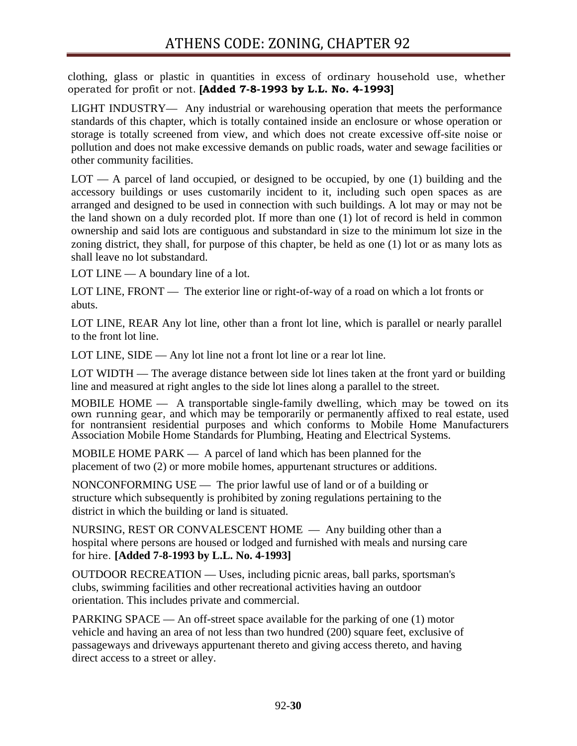clothing, glass or plastic in quantities in excess of ordinary household use, whether operated for profit or not. **[Added 7-8-1993 by L.L. No. 4-1993]**

LIGHT INDUSTRY— Any industrial or warehousing operation that meets the performance standards of this chapter, which is totally contained inside an enclosure or whose operation or storage is totally screened from view, and which does not create excessive off-site noise or pollution and does not make excessive demands on public roads, water and sewage facilities or other community facilities.

LOT — A parcel of land occupied, or designed to be occupied, by one (1) building and the accessory buildings or uses customarily incident to it, including such open spaces as are arranged and designed to be used in connection with such buildings. A lot may or may not be the land shown on a duly recorded plot. If more than one (1) lot of record is held in common ownership and said lots are contiguous and substandard in size to the minimum lot size in the zoning district, they shall, for purpose of this chapter, be held as one (1) lot or as many lots as shall leave no lot substandard.

LOT LINE — A boundary line of a lot.

LOT LINE, FRONT — The exterior line or right-of-way of a road on which a lot fronts or abuts.

LOT LINE, REAR Any lot line, other than a front lot line, which is parallel or nearly parallel to the front lot line.

LOT LINE, SIDE — Any lot line not a front lot line or a rear lot line.

LOT WIDTH — The average distance between side lot lines taken at the front yard or building line and measured at right angles to the side lot lines along a parallel to the street.

MOBILE HOME — A transportable single-family dwelling, which may be towed on its own running gear, and which may be temporarily or permanently affixed to real estate, used for nontransient residential purposes and which conforms to Mobile Home Manufacturers Association Mobile Home Standards for Plumbing, Heating and Electrical Systems.

MOBILE HOME PARK — A parcel of land which has been planned for the placement of two (2) or more mobile homes, appurtenant structures or additions.

NONCONFORMING USE — The prior lawful use of land or of a building or structure which subsequently is prohibited by zoning regulations pertaining to the district in which the building or land is situated.

NURSING, REST OR CONVALESCENT HOME — Any building other than a hospital where persons are housed or lodged and furnished with meals and nursing care for hire. **[Added 7-8-1993 by L.L. No. 4-1993]**

OUTDOOR RECREATION — Uses, including picnic areas, ball parks, sportsman's clubs, swimming facilities and other recreational activities having an outdoor orientation. This includes private and commercial.

PARKING SPACE — An off-street space available for the parking of one (1) motor vehicle and having an area of not less than two hundred (200) square feet, exclusive of passageways and driveways appurtenant thereto and giving access thereto, and having direct access to a street or alley.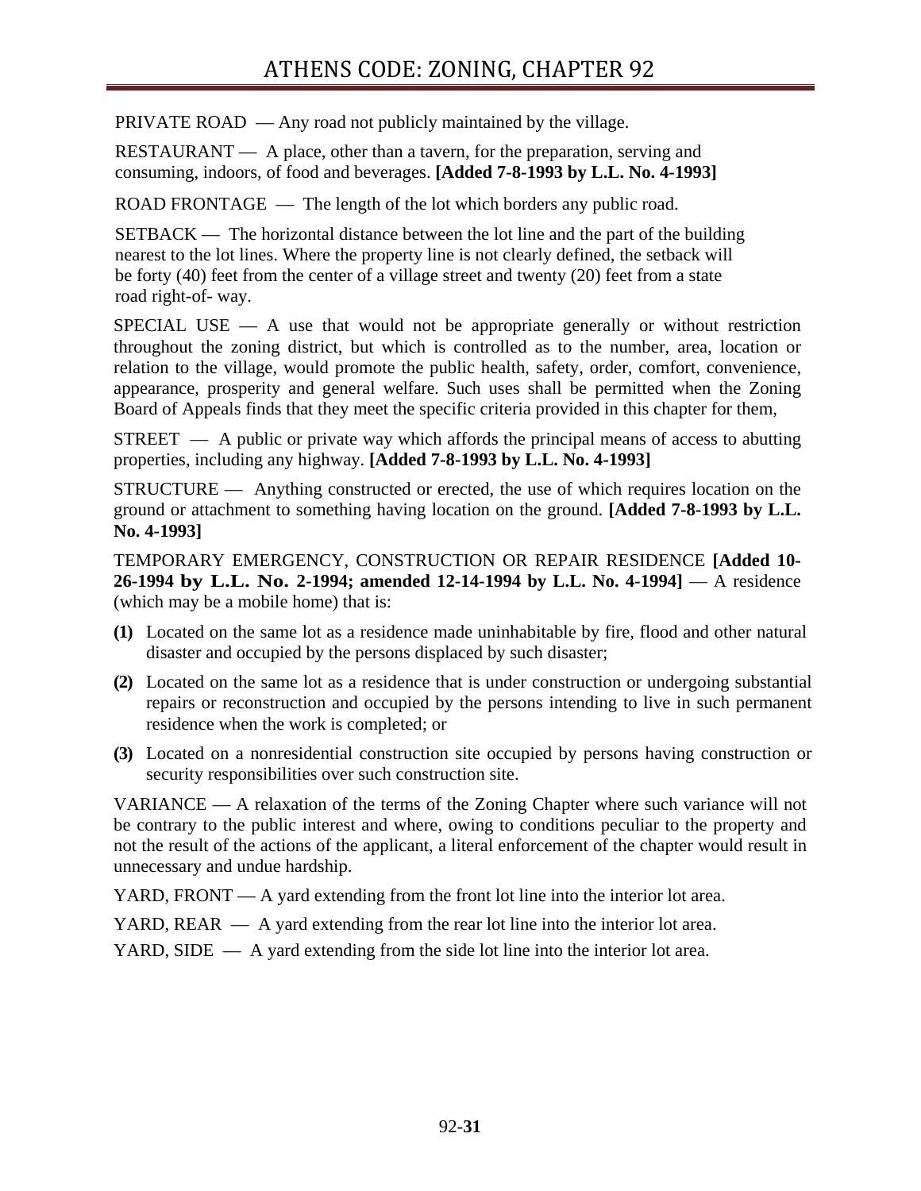PRIVATE ROAD — Any road not publicly maintained by the village.

RESTAURANT — A place, other than a tavern, for the preparation, serving and consuming, indoors, of food and beverages. **[Added 7-8-1993 by L.L. No. 4-1993]**

ROAD FRONTAGE — The length of the lot which borders any public road.

SETBACK — The horizontal distance between the lot line and the part of the building nearest to the lot lines. Where the property line is not clearly defined, the setback will be forty (40) feet from the center of a village street and twenty (20) feet from a state road right-of- way.

SPECIAL USE — A use that would not be appropriate generally or without restriction throughout the zoning district, but which is controlled as to the number, area, location or relation to the village, would promote the public health, safety, order, comfort, convenience, appearance, prosperity and general welfare. Such uses shall be permitted when the Zoning Board of Appeals finds that they meet the specific criteria provided in this chapter for them,

STREET — A public or private way which affords the principal means of access to abutting properties, including any highway. **[Added 7-8-1993 by L.L. No. 4-1993]**

STRUCTURE — Anything constructed or erected, the use of which requires location on the ground or attachment to something having location on the ground. **[Added 7-8-1993 by L.L. No. 4-1993]**

TEMPORARY EMERGENCY, CONSTRUCTION OR REPAIR RESIDENCE **[Added 10-26-1994 by L.L. No. 2-1994; amended 12-14-1994 by L.L. No. 4-1994]** — A residence (which may be a mobile home) that is:

**(1)** Located on the same lot as a residence made uninhabitable by fire, flood and other natural disaster and occupied by the persons displaced by such disaster;

**(2)** Located on the same lot as a residence that is under construction or undergoing substantial repairs or reconstruction and occupied by the persons intending to live in such permanent residence when the work is completed; or

**(3)** Located on a nonresidential construction site occupied by persons having construction or security responsibilities over such construction site.

VARIANCE — A relaxation of the terms of the Zoning Chapter where such variance will not be contrary to the public interest and where, owing to conditions peculiar to the property and not the result of the actions of the applicant, a literal enforcement of the chapter would result in unnecessary and undue hardship.

YARD, FRONT — A yard extending from the front lot line into the interior lot area.

YARD, REAR — A yard extending from the rear lot line into the interior lot area.

YARD, SIDE — A yard extending from the side lot line into the interior lot area.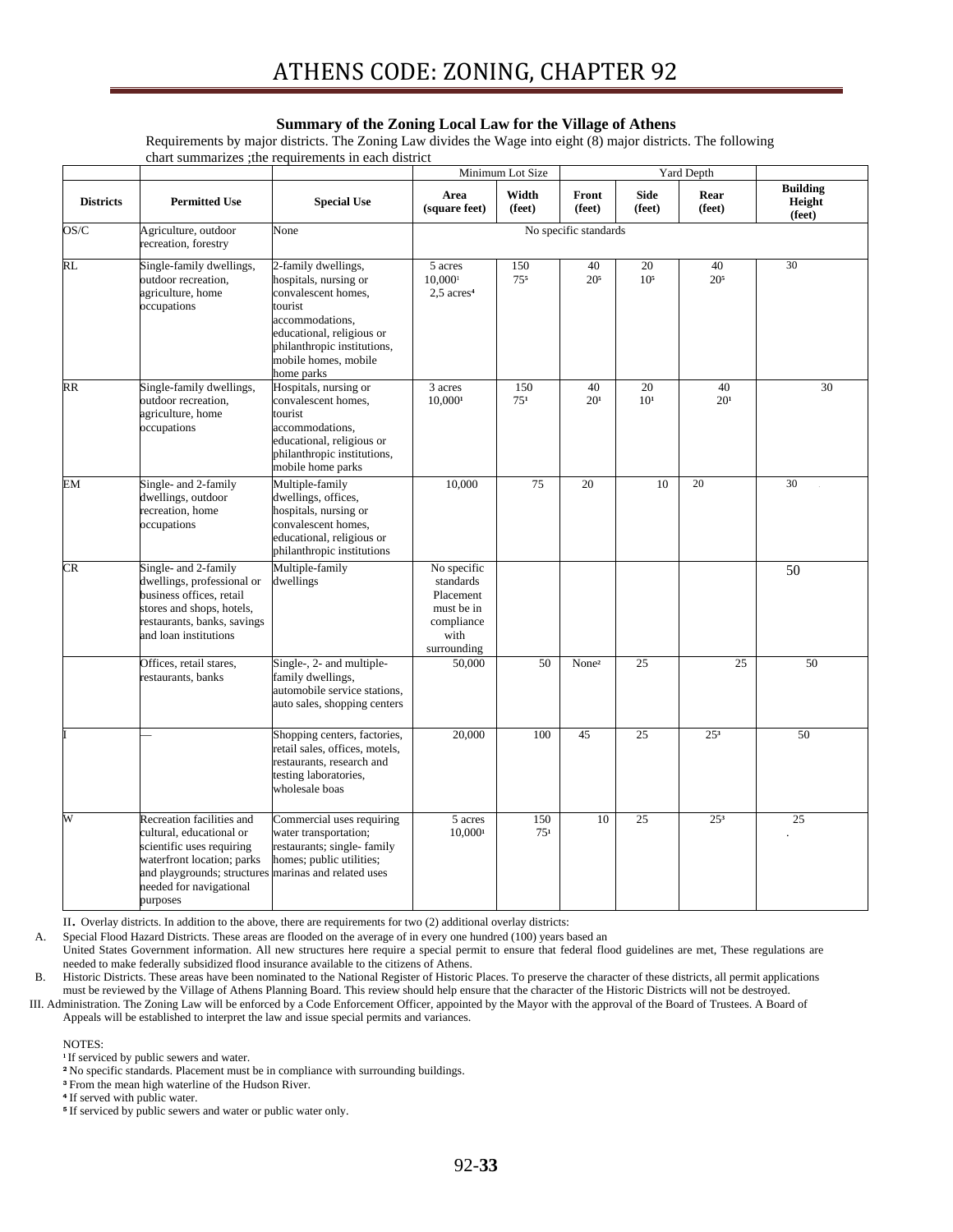# ATHENS CODE: ZONING, CHAPTER 92

**Summary of the Zoning Local Law for the Village of Athens**

Requirements by major districts. The Zoning Law divides the Wage into eight (8) major districts. The following chart summarizes ;the requirements in each district

| | | | Minimum Lot Size | | Yard Depth | | | |
|---|---|---|---|---|---|---|---|---|
| **Districts** | **Permitted Use** | **Special Use** | **Area (square feet)** | **Width (feet)** | **Front (feet)** | **Side (feet)** | **Rear (feet)** | **Building Height (feet)** |
| OS/C | Agriculture, outdoor recreation, forestry | None | No specific standards | | | | | |
| RL | Single-family dwellings, outdoor recreation, agriculture, home occupations | 2-family dwellings, hospitals, nursing or convalescent homes, tourist accommodations, educational, religious or philanthropic institutions, mobile homes, mobile home parks | 5 acres<br>10,000[1]<br>2,5 acres[4] | 150<br>75[5] | 40<br>20[5] | 20<br>10[5] | 40<br>20[5] | 30 |
| RR | Single-family dwellings, outdoor recreation, agriculture, home occupations | Hospitals, nursing or convalescent homes, tourist accommodations, educational, religious or philanthropic institutions, mobile home parks | 3 acres<br>10,000[1] | 150<br>75[1] | 40<br>20[1] | 20<br>10[1] | 40<br>20[1] | 30 |
| EM | Single- and 2-family dwellings, outdoor recreation, home occupations | Multiple-family dwellings, offices, hospitals, nursing or convalescent homes, educational, religious or philanthropic institutions | 10,000 | 75 | 20 | 10 | 20 | 30 |
| CR | Single- and 2-family dwellings, professional or business offices, retail stores and shops, hotels, restaurants, banks, savings and loan institutions | Multiple-family dwellings | No specific standards Placement must be in compliance with surrounding | | | | | 50 |
| | Offices, retail stares, restaurants, banks | Single-, 2- and multiple-family dwellings, automobile service stations, auto sales, shopping centers | 50,000 | 50 | None[2] | 25 | 25 | 50 |
| I | — | Shopping centers, factories, retail sales, offices, motels, restaurants, research and testing laboratories, wholesale boas | 20,000 | 100 | 45 | 25 | 25[3] | 50 |
| W | Recreation facilities and cultural, educational or scientific uses requiring waterfront location; parks and playgrounds; structures needed for navigational purposes | Commercial uses requiring water transportation; restaurants; single- family homes; public utilities; marinas and related uses | 5 acres<br>10,000[1] | 150<br>75[1] | 10 | 25 | 25[3] | 25 |

II. Overlay districts. In addition to the above, there are requirements for two (2) additional overlay districts:

A. Special Flood Hazard Districts. These areas are flooded on the average of in every one hundred (100) years based an United States Government information. All new structures here require a special permit to ensure that federal flood guidelines are met, These regulations are needed to make federally subsidized flood insurance available to the citizens of Athens.

B. Historic Districts. These areas have been nominated to the National Register of Historic Places. To preserve the character of these districts, all permit applications must be reviewed by the Village of Athens Planning Board. This review should help ensure that the character of the Historic Districts will not be destroyed.

III. Administration. The Zoning Law will be enforced by a Code Enforcement Officer, appointed by the Mayor with the approval of the Board of Trustees. A Board of Appeals will be established to interpret the law and issue special permits and variances.

NOTES:

[1] If serviced by public sewers and water.

[2] No specific standards. Placement must be in compliance with surrounding buildings.

[3] From the mean high waterline of the Hudson River.

[4] If served with public water.

[5] If serviced by public sewers and water or public water only.